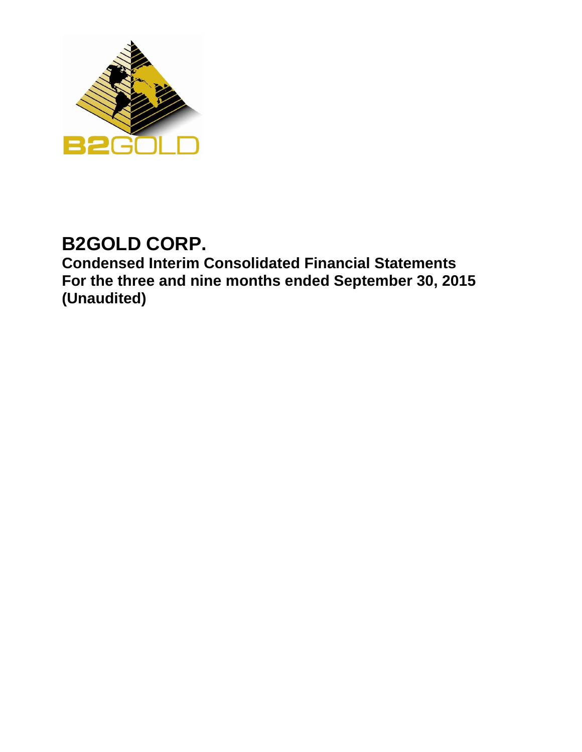# B2GOLD CORP.

**Condensed Interim Consolidated Financial Statements**
**For the three and nine months ended September 30, 2015**
**(Unaudited)**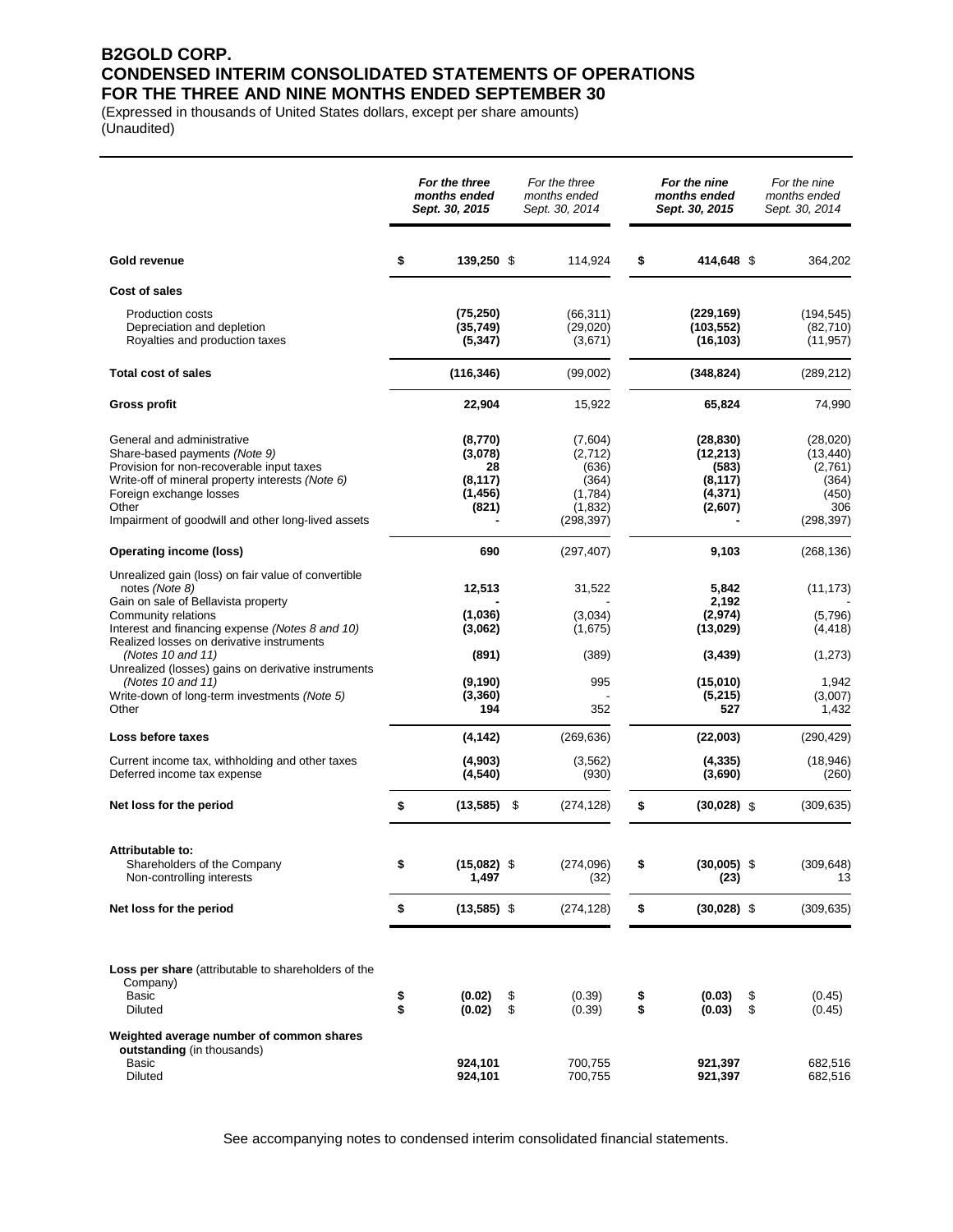# B2GOLD CORP.
# CONDENSED INTERIM CONSOLIDATED STATEMENTS OF OPERATIONS
# FOR THE THREE AND NINE MONTHS ENDED SEPTEMBER 30

(Expressed in thousands of United States dollars, except per share amounts)
(Unaudited)

| | ***For the three months ended Sept. 30, 2015*** | *For the three months ended Sept. 30, 2014* | ***For the nine months ended Sept. 30, 2015*** | *For the nine months ended Sept. 30, 2014* |
|---|---|---|---|---|
| **Gold revenue** | **$ 139,250** | $ 114,924 | **$ 414,648** | $ 364,202 |
| **Cost of sales** | | | | |
| Production costs | **(75,250)** | (66,311) | **(229,169)** | (194,545) |
| Depreciation and depletion | **(35,749)** | (29,020) | **(103,552)** | (82,710) |
| Royalties and production taxes | **(5,347)** | (3,671) | **(16,103)** | (11,957) |
| **Total cost of sales** | **(116,346)** | (99,002) | **(348,824)** | (289,212) |
| **Gross profit** | **22,904** | 15,922 | **65,824** | 74,990 |
| General and administrative | **(8,770)** | (7,604) | **(28,830)** | (28,020) |
| Share-based payments *(Note 9)* | **(3,078)** | (2,712) | **(12,213)** | (13,440) |
| Provision for non-recoverable input taxes | **28** | (636) | **(583)** | (2,761) |
| Write-off of mineral property interests *(Note 6)* | **(8,117)** | (364) | **(8,117)** | (364) |
| Foreign exchange losses | **(1,456)** | (1,784) | **(4,371)** | (450) |
| Other | **(821)** | (1,832) | **(2,607)** | 306 |
| Impairment of goodwill and other long-lived assets | **-** | (298,397) | **-** | (298,397) |
| **Operating income (loss)** | **690** | (297,407) | **9,103** | (268,136) |
| Unrealized gain (loss) on fair value of convertible notes *(Note 8)* | **12,513** | 31,522 | **5,842** | (11,173) |
| Gain on sale of Bellavista property | **-** | - | **2,192** | - |
| Community relations | **(1,036)** | (3,034) | **(2,974)** | (5,796) |
| Interest and financing expense *(Notes 8 and 10)* | **(3,062)** | (1,675) | **(13,029)** | (4,418) |
| Realized losses on derivative instruments *(Notes 10 and 11)* | **(891)** | (389) | **(3,439)** | (1,273) |
| Unrealized (losses) gains on derivative instruments *(Notes 10 and 11)* | **(9,190)** | 995 | **(15,010)** | 1,942 |
| Write-down of long-term investments *(Note 5)* | **(3,360)** | - | **(5,215)** | (3,007) |
| Other | **194** | 352 | **527** | 1,432 |
| **Loss before taxes** | **(4,142)** | (269,636) | **(22,003)** | (290,429) |
| Current income tax, withholding and other taxes | **(4,903)** | (3,562) | **(4,335)** | (18,946) |
| Deferred income tax expense | **(4,540)** | (930) | **(3,690)** | (260) |
| **Net loss for the period** | **$ (13,585)** | $ (274,128) | **$ (30,028)** | $ (309,635) |
| **Attributable to:** | | | | |
| Shareholders of the Company | **$ (15,082)** | $ (274,096) | **$ (30,005)** | $ (309,648) |
| Non-controlling interests | **1,497** | (32) | **(23)** | 13 |
| **Net loss for the period** | **$ (13,585)** | $ (274,128) | **$ (30,028)** | $ (309,635) |
| **Loss per share** (attributable to shareholders of the Company) | | | | |
| Basic | **$ (0.02)** | $ (0.39) | **$ (0.03)** | $ (0.45) |
| Diluted | **$ (0.02)** | $ (0.39) | **$ (0.03)** | $ (0.45) |
| **Weighted average number of common shares outstanding** (in thousands) | | | | |
| Basic | **924,101** | 700,755 | **921,397** | 682,516 |
| Diluted | **924,101** | 700,755 | **921,397** | 682,516 |

See accompanying notes to condensed interim consolidated financial statements.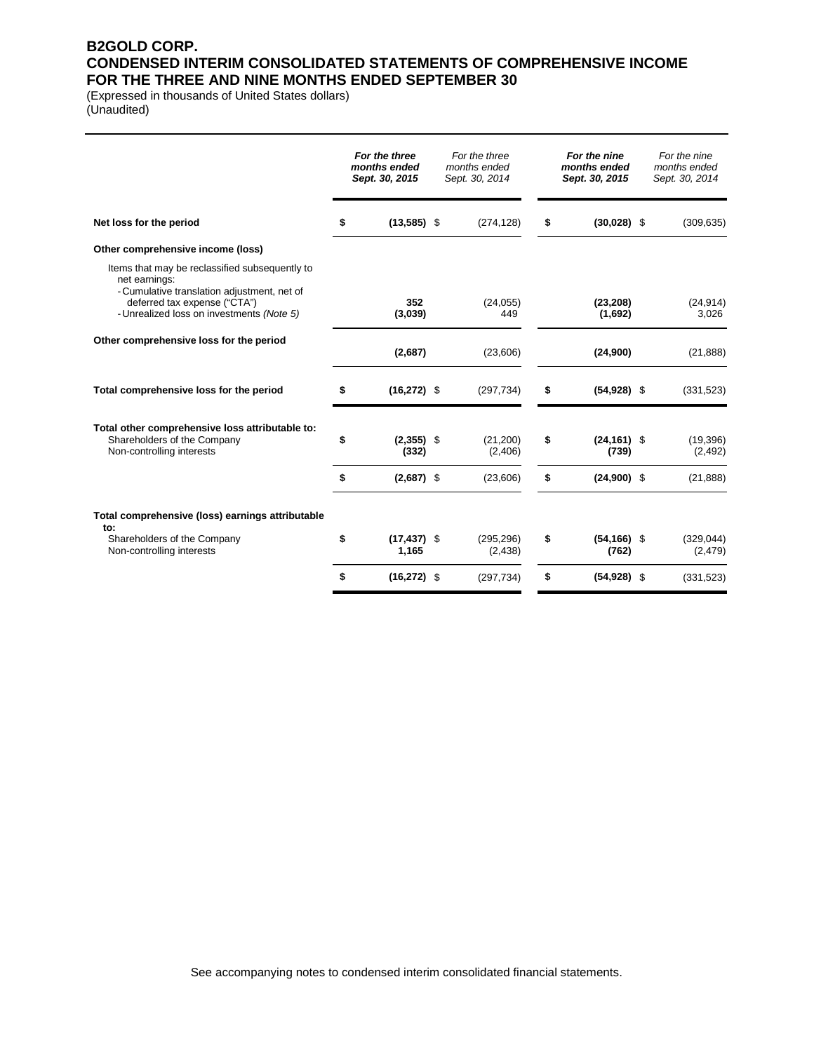# B2GOLD CORP.
## CONDENSED INTERIM CONSOLIDATED STATEMENTS OF COMPREHENSIVE INCOME
## FOR THE THREE AND NINE MONTHS ENDED SEPTEMBER 30

(Expressed in thousands of United States dollars)
(Unaudited)

| | ***For the three months ended Sept. 30, 2015*** | *For the three months ended Sept. 30, 2014* | ***For the nine months ended Sept. 30, 2015*** | *For the nine months ended Sept. 30, 2014* |
|---|---|---|---|---|
| **Net loss for the period** | **$ (13,585)** | $ (274,128) | **$ (30,028)** | $ (309,635) |
| **Other comprehensive income (loss)** | | | | |
| Items that may be reclassified subsequently to net earnings: | | | | |
| - Cumulative translation adjustment, net of deferred tax expense ("CTA") | **352** | (24,055) | **(23,208)** | (24,914) |
| - Unrealized loss on investments *(Note 5)* | **(3,039)** | 449 | **(1,692)** | 3,026 |
| **Other comprehensive loss for the period** | **(2,687)** | (23,606) | **(24,900)** | (21,888) |
| **Total comprehensive loss for the period** | **$ (16,272)** | $ (297,734) | **$ (54,928)** | $ (331,523) |
| **Total other comprehensive loss attributable to:** | | | | |
| Shareholders of the Company | **$ (2,355)** | $ (21,200) | **$ (24,161)** | $ (19,396) |
| Non-controlling interests | **(332)** | (2,406) | **(739)** | (2,492) |
| | **$ (2,687)** | $ (23,606) | **$ (24,900)** | $ (21,888) |
| **Total comprehensive (loss) earnings attributable to:** | | | | |
| Shareholders of the Company | **$ (17,437)** | $ (295,296) | **$ (54,166)** | $ (329,044) |
| Non-controlling interests | **1,165** | (2,438) | **(762)** | (2,479) |
| | **$ (16,272)** | $ (297,734) | **$ (54,928)** | $ (331,523) |

See accompanying notes to condensed interim consolidated financial statements.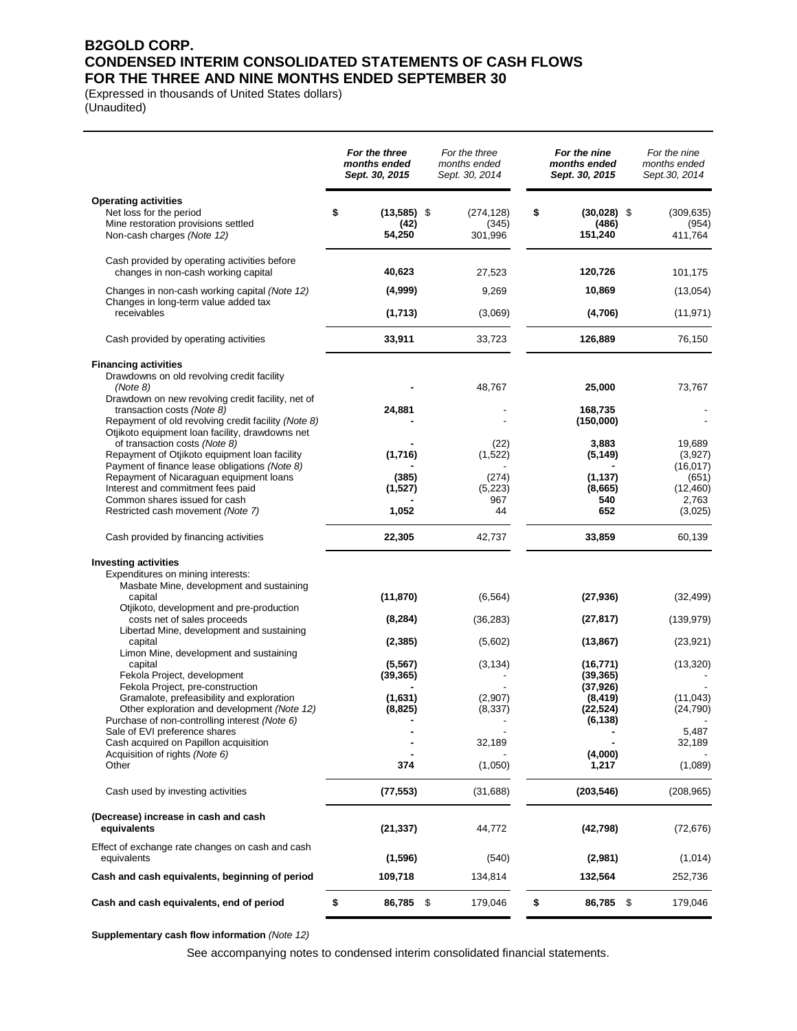# B2GOLD CORP.
# CONDENSED INTERIM CONSOLIDATED STATEMENTS OF CASH FLOWS
# FOR THE THREE AND NINE MONTHS ENDED SEPTEMBER 30

(Expressed in thousands of United States dollars)
(Unaudited)

| | ***For the three months ended Sept. 30, 2015*** | *For the three months ended Sept. 30, 2014* | ***For the nine months ended Sept. 30, 2015*** | *For the nine months ended Sept.30, 2014* |
|---|---|---|---|---|
| **Operating activities** | | | | |
| Net loss for the period | **$ (13,585)** | $ (274,128) | **$ (30,028)** | $ (309,635) |
| Mine restoration provisions settled | **(42)** | (345) | **(486)** | (954) |
| Non-cash charges *(Note 12)* | **54,250** | 301,996 | **151,240** | 411,764 |
| Cash provided by operating activities before changes in non-cash working capital | **40,623** | 27,523 | **120,726** | 101,175 |
| Changes in non-cash working capital *(Note 12)* | **(4,999)** | 9,269 | **10,869** | (13,054) |
| Changes in long-term value added tax receivables | **(1,713)** | (3,069) | **(4,706)** | (11,971) |
| Cash provided by operating activities | **33,911** | 33,723 | **126,889** | 76,150 |
| **Financing activities** | | | | |
| Drawdowns on old revolving credit facility *(Note 8)* | **-** | 48,767 | **25,000** | 73,767 |
| Drawdown on new revolving credit facility, net of transaction costs *(Note 8)* | **24,881** | - | **168,735** | - |
| Repayment of old revolving credit facility *(Note 8)* | **-** | - | **(150,000)** | - |
| Otjikoto equipment loan facility, drawdowns net of transaction costs *(Note 8)* | **-** | (22) | **3,883** | 19,689 |
| Repayment of Otjikoto equipment loan facility | **(1,716)** | (1,522) | **(5,149)** | (3,927) |
| Payment of finance lease obligations *(Note 8)* | **-** | - | **-** | (16,017) |
| Repayment of Nicaraguan equipment loans | **(385)** | (274) | **(1,137)** | (651) |
| Interest and commitment fees paid | **(1,527)** | (5,223) | **(8,665)** | (12,460) |
| Common shares issued for cash | **-** | 967 | **540** | 2,763 |
| Restricted cash movement *(Note 7)* | **1,052** | 44 | **652** | (3,025) |
| Cash provided by financing activities | **22,305** | 42,737 | **33,859** | 60,139 |
| **Investing activities** | | | | |
| Expenditures on mining interests: | | | | |
| Masbate Mine, development and sustaining capital | **(11,870)** | (6,564) | **(27,936)** | (32,499) |
| Otjikoto, development and pre-production costs net of sales proceeds | **(8,284)** | (36,283) | **(27,817)** | (139,979) |
| Libertad Mine, development and sustaining capital | **(2,385)** | (5,602) | **(13,867)** | (23,921) |
| Limon Mine, development and sustaining capital | **(5,567)** | (3,134) | **(16,771)** | (13,320) |
| Fekola Project, development | **(39,365)** | - | **(39,365)** | - |
| Fekola Project, pre-construction | **-** | - | **(37,926)** | - |
| Gramalote, prefeasibility and exploration | **(1,631)** | (2,907) | **(8,419)** | (11,043) |
| Other exploration and development *(Note 12)* | **(8,825)** | (8,337) | **(22,524)** | (24,790) |
| Purchase of non-controlling interest *(Note 6)* | **-** | - | **(6,138)** | - |
| Sale of EVI preference shares | **-** | - | **-** | 5,487 |
| Cash acquired on Papillon acquisition | **-** | 32,189 | **-** | 32,189 |
| Acquisition of rights *(Note 6)* | **-** | - | **(4,000)** | - |
| Other | **374** | (1,050) | **1,217** | (1,089) |
| Cash used by investing activities | **(77,553)** | (31,688) | **(203,546)** | (208,965) |
| **(Decrease) increase in cash and cash equivalents** | **(21,337)** | 44,772 | **(42,798)** | (72,676) |
| Effect of exchange rate changes on cash and cash equivalents | **(1,596)** | (540) | **(2,981)** | (1,014) |
| **Cash and cash equivalents, beginning of period** | **109,718** | 134,814 | **132,564** | 252,736 |
| **Cash and cash equivalents, end of period** | **$ 86,785** | $ 179,046 | **$ 86,785** | $ 179,046 |

**Supplementary cash flow information** *(Note 12)*

See accompanying notes to condensed interim consolidated financial statements.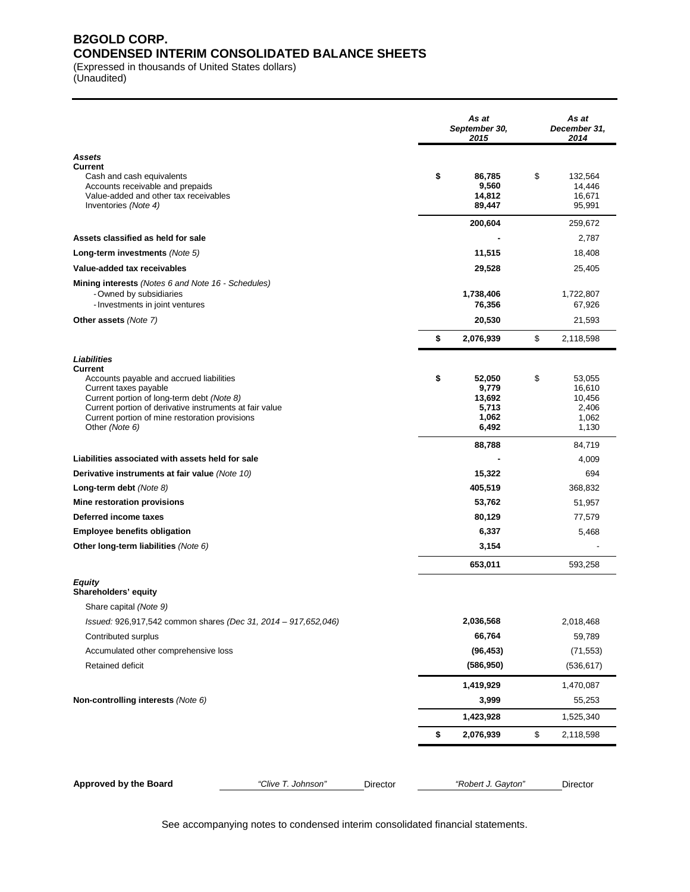# B2GOLD CORP.
## CONDENSED INTERIM CONSOLIDATED BALANCE SHEETS

(Expressed in thousands of United States dollars)
(Unaudited)

| | As at September 30, 2015 | As at December 31, 2014 |
|---|---|---|
| ***Assets*** | | |
| **Current** | | |
| Cash and cash equivalents | **$ 86,785** | $ 132,564 |
| Accounts receivable and prepaids | **9,560** | 14,446 |
| Value-added and other tax receivables | **14,812** | 16,671 |
| Inventories *(Note 4)* | **89,447** | 95,991 |
| | **200,604** | 259,672 |
| **Assets classified as held for sale** | **-** | 2,787 |
| **Long-term investments** *(Note 5)* | **11,515** | 18,408 |
| **Value-added tax receivables** | **29,528** | 25,405 |
| **Mining interests** *(Notes 6 and Note 16 - Schedules)* | | |
| - Owned by subsidiaries | **1,738,406** | 1,722,807 |
| - Investments in joint ventures | **76,356** | 67,926 |
| **Other assets** *(Note 7)* | **20,530** | 21,593 |
| | **$ 2,076,939** | $ 2,118,598 |
| ***Liabilities*** | | |
| **Current** | | |
| Accounts payable and accrued liabilities | **$ 52,050** | $ 53,055 |
| Current taxes payable | **9,779** | 16,610 |
| Current portion of long-term debt *(Note 8)* | **13,692** | 10,456 |
| Current portion of derivative instruments at fair value | **5,713** | 2,406 |
| Current portion of mine restoration provisions | **1,062** | 1,062 |
| Other *(Note 6)* | **6,492** | 1,130 |
| | **88,788** | 84,719 |
| **Liabilities associated with assets held for sale** | **-** | 4,009 |
| **Derivative instruments at fair value** *(Note 10)* | **15,322** | 694 |
| **Long-term debt** *(Note 8)* | **405,519** | 368,832 |
| **Mine restoration provisions** | **53,762** | 51,957 |
| **Deferred income taxes** | **80,129** | 77,579 |
| **Employee benefits obligation** | **6,337** | 5,468 |
| **Other long-term liabilities** *(Note 6)* | **3,154** | - |
| | **653,011** | 593,258 |
| ***Equity*** | | |
| **Shareholders' equity** | | |
| Share capital *(Note 9)* | | |
| *Issued:* 926,917,542 common shares *(Dec 31, 2014 – 917,652,046)* | **2,036,568** | 2,018,468 |
| Contributed surplus | **66,764** | 59,789 |
| Accumulated other comprehensive loss | **(96,453)** | (71,553) |
| Retained deficit | **(586,950)** | (536,617) |
| | **1,419,929** | 1,470,087 |
| **Non-controlling interests** *(Note 6)* | **3,999** | 55,253 |
| | **1,423,928** | 1,525,340 |
| | **$ 2,076,939** | $ 2,118,598 |

**Approved by the Board** *"Clive T. Johnson"* Director *"Robert J. Gayton"* Director

See accompanying notes to condensed interim consolidated financial statements.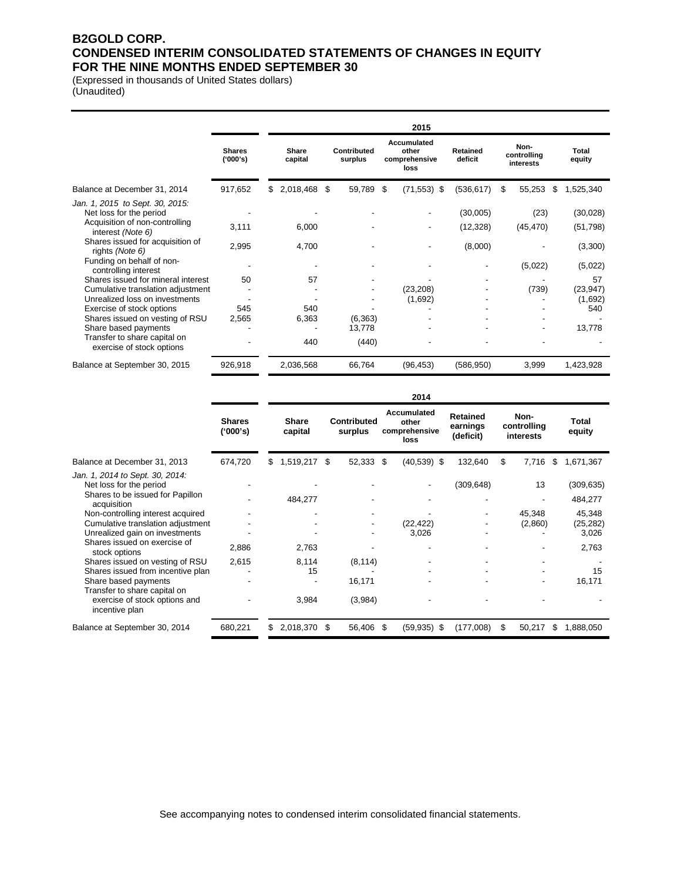# B2GOLD CORP.
# CONDENSED INTERIM CONSOLIDATED STATEMENTS OF CHANGES IN EQUITY
# FOR THE NINE MONTHS ENDED SEPTEMBER 30

(Expressed in thousands of United States dollars)
(Unaudited)

| | 2015 | | | | | | |
|---|---|---|---|---|---|---|---|
| | **Shares ('000's)** | **Share capital** | **Contributed surplus** | **Accumulated other comprehensive loss** | **Retained deficit** | **Non-controlling interests** | **Total equity** |
| Balance at December 31, 2014 | 917,652 | $ 2,018,468 | $ 59,789 | $ (71,553) | $ (536,617) | $ 55,253 | $ 1,525,340 |
| *Jan. 1, 2015 to Sept. 30, 2015:* | | | | | | | |
| Net loss for the period | - | - | - | - | (30,005) | (23) | (30,028) |
| Acquisition of non-controlling interest *(Note 6)* | 3,111 | 6,000 | - | - | (12,328) | (45,470) | (51,798) |
| Shares issued for acquisition of rights *(Note 6)* | 2,995 | 4,700 | - | - | (8,000) | - | (3,300) |
| Funding on behalf of non-controlling interest | - | - | - | - | - | (5,022) | (5,022) |
| Shares issued for mineral interest | 50 | 57 | - | - | - | - | 57 |
| Cumulative translation adjustment | - | - | - | (23,208) | - | (739) | (23,947) |
| Unrealized loss on investments | - | - | - | (1,692) | - | - | (1,692) |
| Exercise of stock options | 545 | 540 | - | - | - | - | 540 |
| Shares issued on vesting of RSU | 2,565 | 6,363 | (6,363) | - | - | - | - |
| Share based payments | - | - | 13,778 | - | - | - | 13,778 |
| Transfer to share capital on exercise of stock options | - | 440 | (440) | - | - | - | - |
| Balance at September 30, 2015 | 926,918 | 2,036,568 | 66,764 | (96,453) | (586,950) | 3,999 | 1,423,928 |

| | 2014 | | | | | | |
|---|---|---|---|---|---|---|---|
| | **Shares ('000's)** | **Share capital** | **Contributed surplus** | **Accumulated other comprehensive loss** | **Retained earnings (deficit)** | **Non-controlling interests** | **Total equity** |
| Balance at December 31, 2013 | 674,720 | $ 1,519,217 | $ 52,333 | $ (40,539) | $ 132,640 | $ 7,716 | $ 1,671,367 |
| *Jan. 1, 2014 to Sept. 30, 2014:* | | | | | | | |
| Net loss for the period | - | - | - | - | (309,648) | 13 | (309,635) |
| Shares to be issued for Papillon acquisition | - | 484,277 | - | - | - | - | 484,277 |
| Non-controlling interest acquired | - | - | - | - | - | 45,348 | 45,348 |
| Cumulative translation adjustment | - | - | - | (22,422) | - | (2,860) | (25,282) |
| Unrealized gain on investments | - | - | - | 3,026 | - | - | 3,026 |
| Shares issued on exercise of stock options | 2,886 | 2,763 | - | - | - | - | 2,763 |
| Shares issued on vesting of RSU | 2,615 | 8,114 | (8,114) | - | - | - | - |
| Shares issued from incentive plan | - | 15 | - | - | - | - | 15 |
| Share based payments | - | - | 16,171 | - | - | - | 16,171 |
| Transfer to share capital on exercise of stock options and incentive plan | - | 3,984 | (3,984) | - | - | - | - |
| Balance at September 30, 2014 | 680,221 | $ 2,018,370 | $ 56,406 | $ (59,935) | $ (177,008) | $ 50,217 | $ 1,888,050 |

See accompanying notes to condensed interim consolidated financial statements.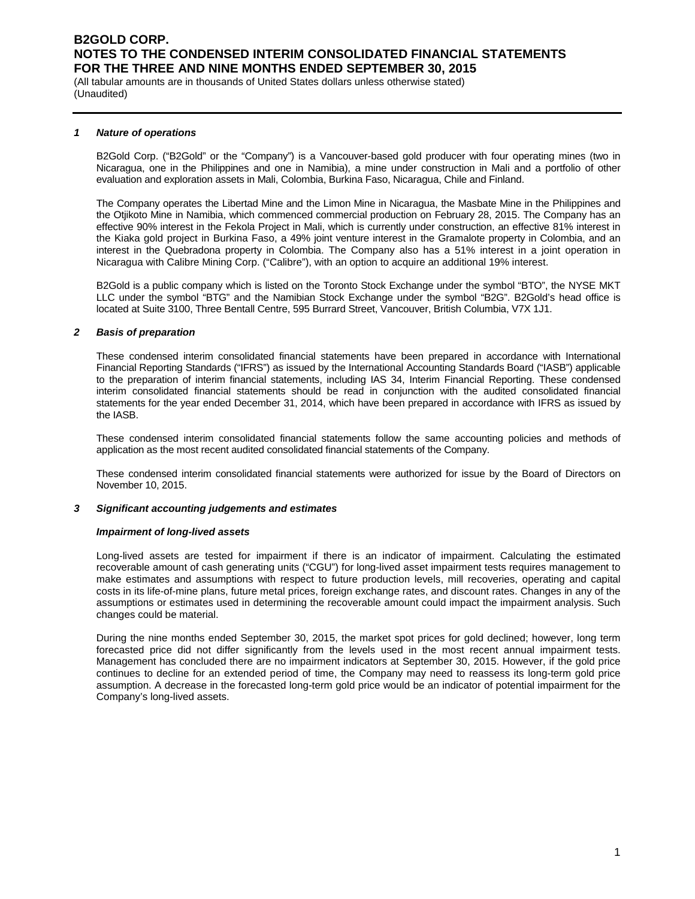### *1 Nature of operations*

B2Gold Corp. ("B2Gold" or the "Company") is a Vancouver-based gold producer with four operating mines (two in Nicaragua, one in the Philippines and one in Namibia), a mine under construction in Mali and a portfolio of other evaluation and exploration assets in Mali, Colombia, Burkina Faso, Nicaragua, Chile and Finland.

The Company operates the Libertad Mine and the Limon Mine in Nicaragua, the Masbate Mine in the Philippines and the Otjikoto Mine in Namibia, which commenced commercial production on February 28, 2015. The Company has an effective 90% interest in the Fekola Project in Mali, which is currently under construction, an effective 81% interest in the Kiaka gold project in Burkina Faso, a 49% joint venture interest in the Gramalote property in Colombia, and an interest in the Quebradona property in Colombia. The Company also has a 51% interest in a joint operation in Nicaragua with Calibre Mining Corp. ("Calibre"), with an option to acquire an additional 19% interest.

B2Gold is a public company which is listed on the Toronto Stock Exchange under the symbol "BTO", the NYSE MKT LLC under the symbol "BTG" and the Namibian Stock Exchange under the symbol "B2G". B2Gold's head office is located at Suite 3100, Three Bentall Centre, 595 Burrard Street, Vancouver, British Columbia, V7X 1J1.

### *2 Basis of preparation*

These condensed interim consolidated financial statements have been prepared in accordance with International Financial Reporting Standards ("IFRS") as issued by the International Accounting Standards Board ("IASB") applicable to the preparation of interim financial statements, including IAS 34, Interim Financial Reporting. These condensed interim consolidated financial statements should be read in conjunction with the audited consolidated financial statements for the year ended December 31, 2014, which have been prepared in accordance with IFRS as issued by the IASB.

These condensed interim consolidated financial statements follow the same accounting policies and methods of application as the most recent audited consolidated financial statements of the Company.

These condensed interim consolidated financial statements were authorized for issue by the Board of Directors on November 10, 2015.

### *3 Significant accounting judgements and estimates*

#### *Impairment of long-lived assets*

Long-lived assets are tested for impairment if there is an indicator of impairment. Calculating the estimated recoverable amount of cash generating units ("CGU") for long-lived asset impairment tests requires management to make estimates and assumptions with respect to future production levels, mill recoveries, operating and capital costs in its life-of-mine plans, future metal prices, foreign exchange rates, and discount rates. Changes in any of the assumptions or estimates used in determining the recoverable amount could impact the impairment analysis. Such changes could be material.

During the nine months ended September 30, 2015, the market spot prices for gold declined; however, long term forecasted price did not differ significantly from the levels used in the most recent annual impairment tests. Management has concluded there are no impairment indicators at September 30, 2015. However, if the gold price continues to decline for an extended period of time, the Company may need to reassess its long-term gold price assumption. A decrease in the forecasted long-term gold price would be an indicator of potential impairment for the Company's long-lived assets.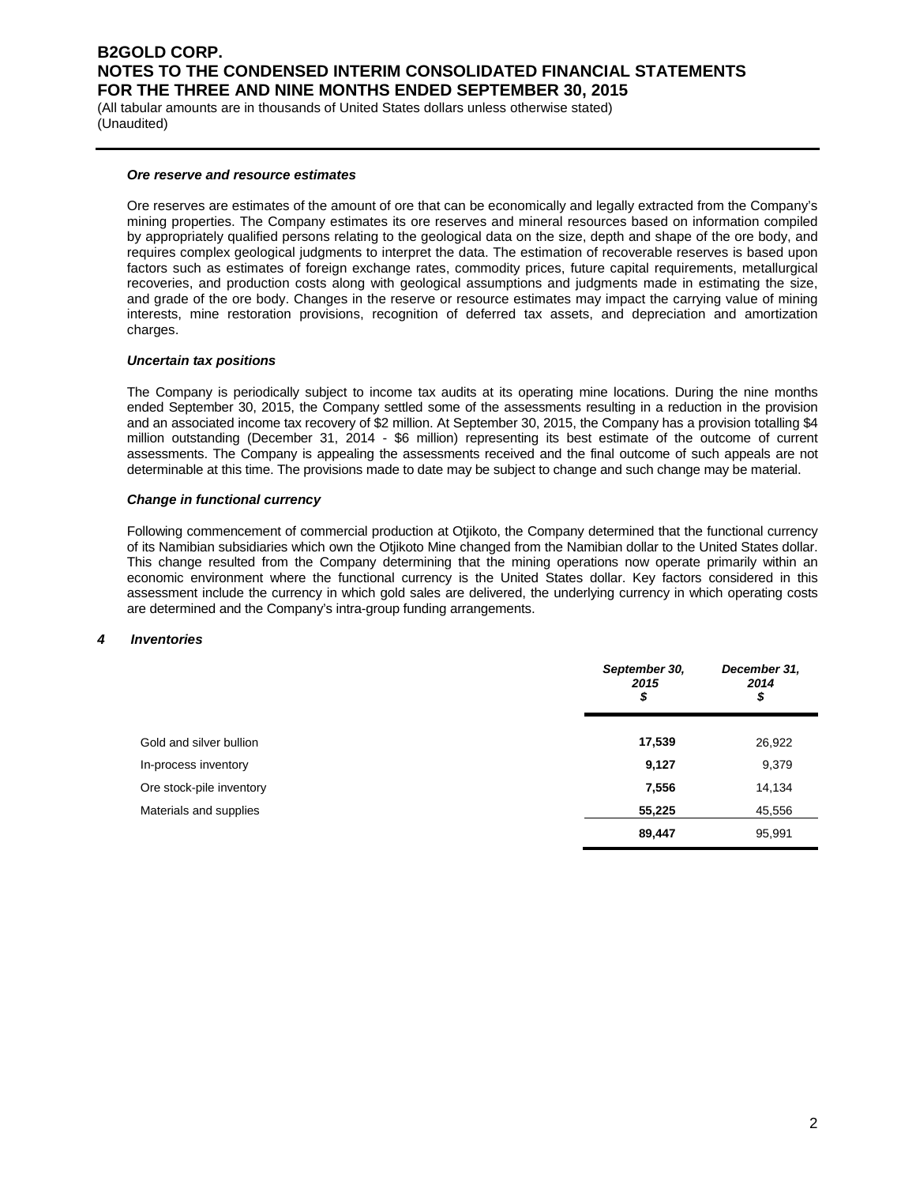***Ore reserve and resource estimates***

Ore reserves are estimates of the amount of ore that can be economically and legally extracted from the Company's mining properties. The Company estimates its ore reserves and mineral resources based on information compiled by appropriately qualified persons relating to the geological data on the size, depth and shape of the ore body, and requires complex geological judgments to interpret the data. The estimation of recoverable reserves is based upon factors such as estimates of foreign exchange rates, commodity prices, future capital requirements, metallurgical recoveries, and production costs along with geological assumptions and judgments made in estimating the size, and grade of the ore body. Changes in the reserve or resource estimates may impact the carrying value of mining interests, mine restoration provisions, recognition of deferred tax assets, and depreciation and amortization charges.

***Uncertain tax positions***

The Company is periodically subject to income tax audits at its operating mine locations. During the nine months ended September 30, 2015, the Company settled some of the assessments resulting in a reduction in the provision and an associated income tax recovery of $2 million. At September 30, 2015, the Company has a provision totalling $4 million outstanding (December 31, 2014 - $6 million) representing its best estimate of the outcome of current assessments. The Company is appealing the assessments received and the final outcome of such appeals are not determinable at this time. The provisions made to date may be subject to change and such change may be material.

***Change in functional currency***

Following commencement of commercial production at Otjikoto, the Company determined that the functional currency of its Namibian subsidiaries which own the Otjikoto Mine changed from the Namibian dollar to the United States dollar. This change resulted from the Company determining that the mining operations now operate primarily within an economic environment where the functional currency is the United States dollar. Key factors considered in this assessment include the currency in which gold sales are delivered, the underlying currency in which operating costs are determined and the Company's intra-group funding arrangements.

## 4 Inventories

| | *September 30, 2015 $* | *December 31, 2014 $* |
|---|---|---|
| Gold and silver bullion | **17,539** | 26,922 |
| In-process inventory | **9,127** | 9,379 |
| Ore stock-pile inventory | **7,556** | 14,134 |
| Materials and supplies | **55,225** | 45,556 |
| | **89,447** | 95,991 |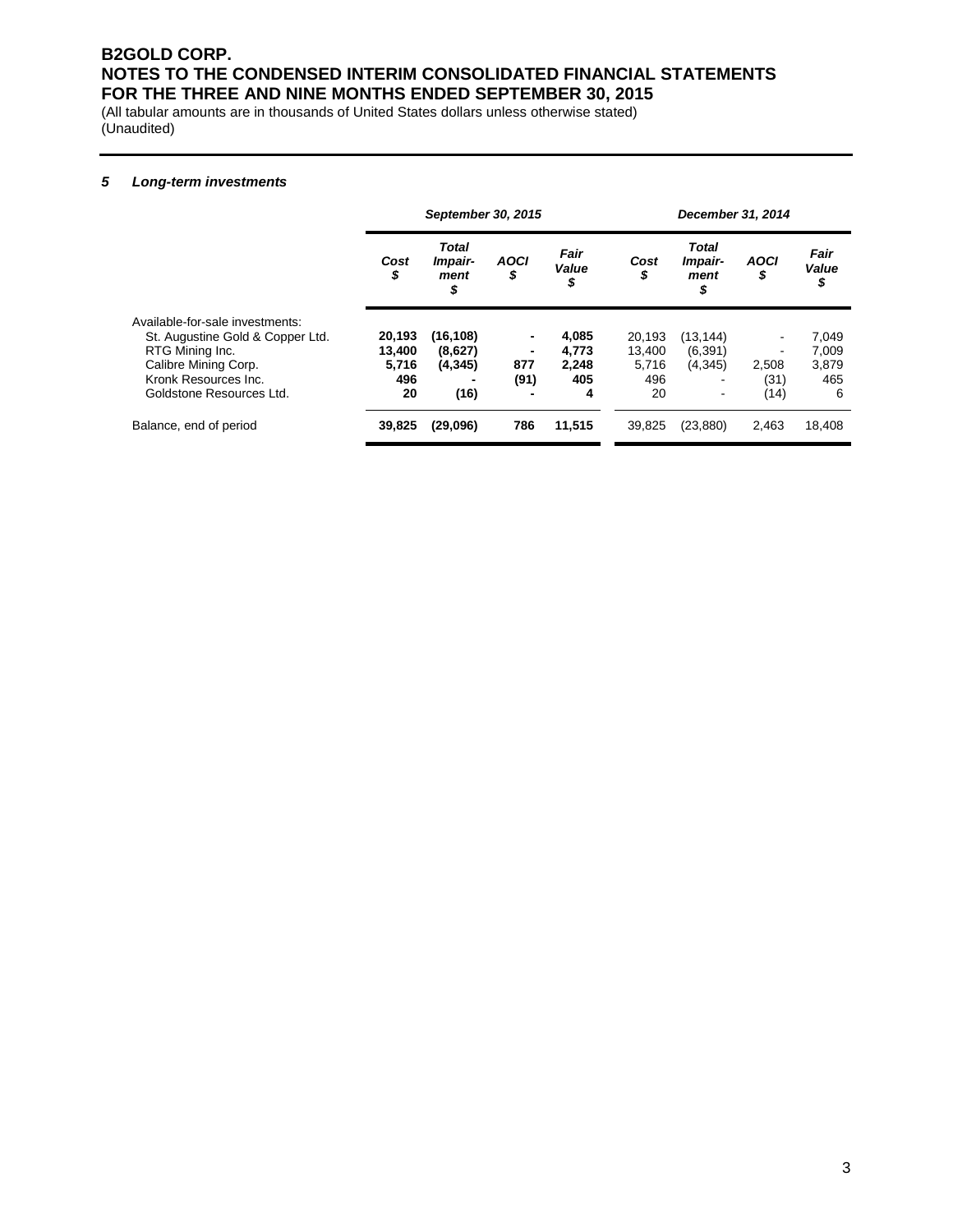### *5 Long-term investments*

| | *September 30, 2015* | | | | *December 31, 2014* | | | |
|---|---|---|---|---|---|---|---|---|
| | *Cost $* | *Total Impair-ment $* | *AOCI $* | *Fair Value $* | *Cost $* | *Total Impair-ment $* | *AOCI $* | *Fair Value $* |
| Available-for-sale investments: | | | | | | | | |
| St. Augustine Gold & Copper Ltd. | **20,193** | **(16,108)** | **-** | **4,085** | 20,193 | (13,144) | - | 7,049 |
| RTG Mining Inc. | **13,400** | **(8,627)** | **-** | **4,773** | 13,400 | (6,391) | - | 7,009 |
| Calibre Mining Corp. | **5,716** | **(4,345)** | **877** | **2,248** | 5,716 | (4,345) | 2,508 | 3,879 |
| Kronk Resources Inc. | **496** | **-** | **(91)** | **405** | 496 | - | (31) | 465 |
| Goldstone Resources Ltd. | **20** | **(16)** | **-** | **4** | 20 | - | (14) | 6 |
| Balance, end of period | **39,825** | **(29,096)** | **786** | **11,515** | 39,825 | (23,880) | 2,463 | 18,408 |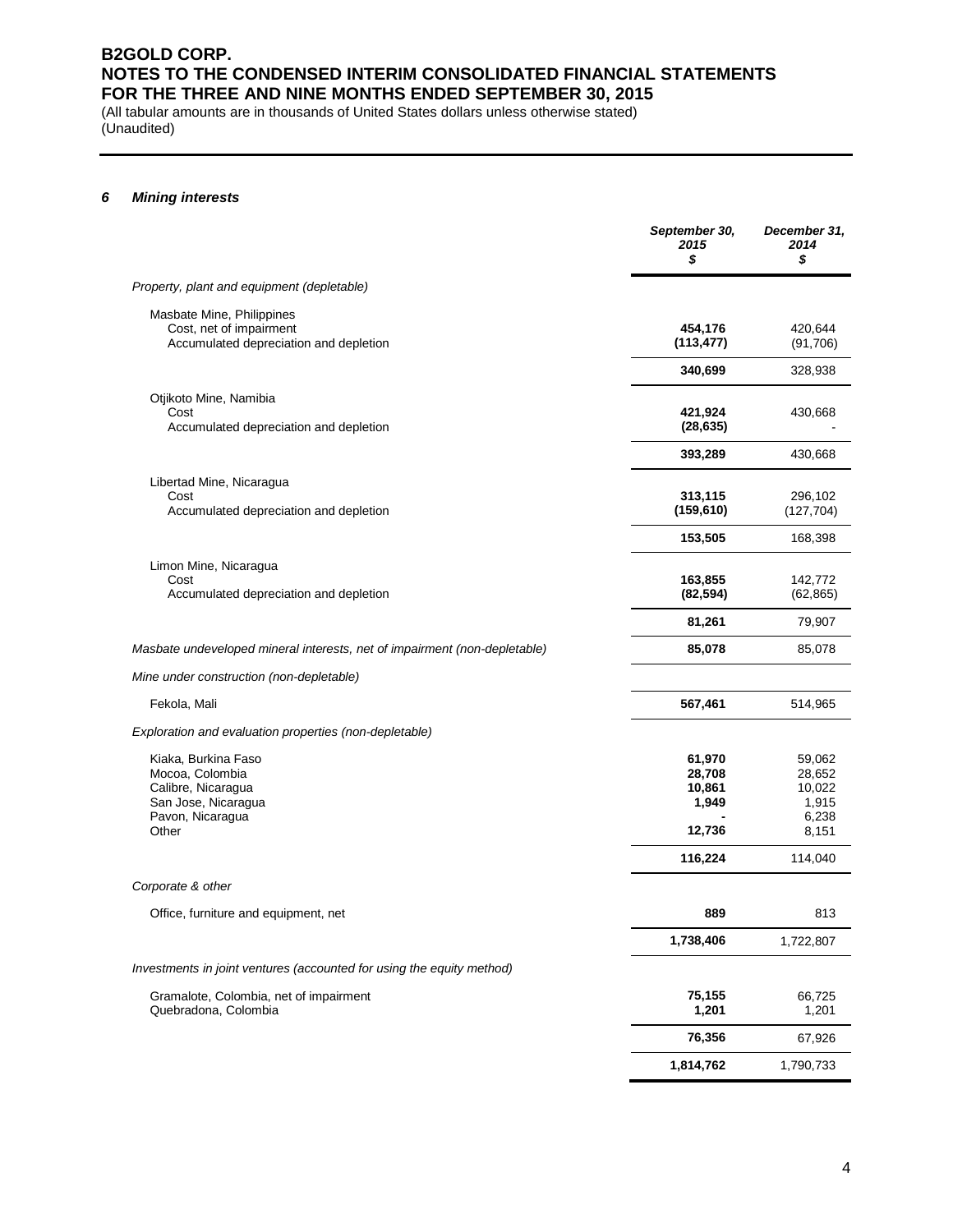# B2GOLD CORP.
# NOTES TO THE CONDENSED INTERIM CONSOLIDATED FINANCIAL STATEMENTS
# FOR THE THREE AND NINE MONTHS ENDED SEPTEMBER 30, 2015

(All tabular amounts are in thousands of United States dollars unless otherwise stated)
(Unaudited)

## 6 *Mining interests*

| | *September 30, 2015* *$* | *December 31, 2014* *$* |
|---|---|---|
| *Property, plant and equipment (depletable)* | | |
| Masbate Mine, Philippines | | |
| Cost, net of impairment | **454,176** | 420,644 |
| Accumulated depreciation and depletion | **(113,477)** | (91,706) |
| | **340,699** | 328,938 |
| Otjikoto Mine, Namibia | | |
| Cost | **421,924** | 430,668 |
| Accumulated depreciation and depletion | **(28,635)** | - |
| | **393,289** | 430,668 |
| Libertad Mine, Nicaragua | | |
| Cost | **313,115** | 296,102 |
| Accumulated depreciation and depletion | **(159,610)** | (127,704) |
| | **153,505** | 168,398 |
| Limon Mine, Nicaragua | | |
| Cost | **163,855** | 142,772 |
| Accumulated depreciation and depletion | **(82,594)** | (62,865) |
| | **81,261** | 79,907 |
| *Masbate undeveloped mineral interests, net of impairment (non-depletable)* | **85,078** | 85,078 |
| *Mine under construction (non-depletable)* | | |
| Fekola, Mali | **567,461** | 514,965 |
| *Exploration and evaluation properties (non-depletable)* | | |
| Kiaka, Burkina Faso | **61,970** | 59,062 |
| Mocoa, Colombia | **28,708** | 28,652 |
| Calibre, Nicaragua | **10,861** | 10,022 |
| San Jose, Nicaragua | **1,949** | 1,915 |
| Pavon, Nicaragua | **-** | 6,238 |
| Other | **12,736** | 8,151 |
| | **116,224** | 114,040 |
| *Corporate & other* | | |
| Office, furniture and equipment, net | **889** | 813 |
| | **1,738,406** | 1,722,807 |
| *Investments in joint ventures (accounted for using the equity method)* | | |
| Gramalote, Colombia, net of impairment | **75,155** | 66,725 |
| Quebradona, Colombia | **1,201** | 1,201 |
| | **76,356** | 67,926 |
| | **1,814,762** | 1,790,733 |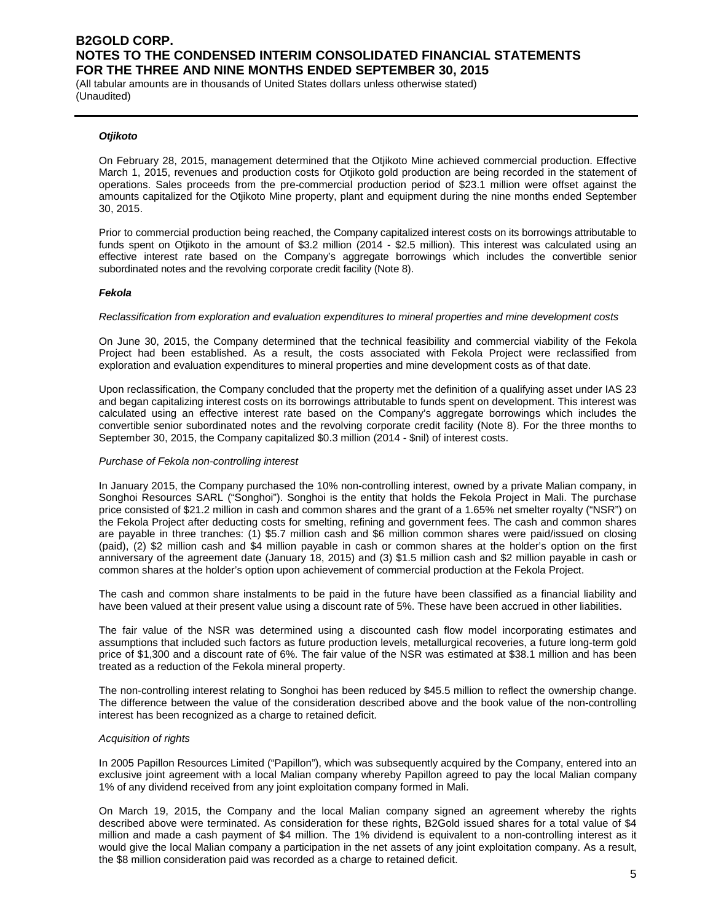### *Otjikoto*

On February 28, 2015, management determined that the Otjikoto Mine achieved commercial production. Effective March 1, 2015, revenues and production costs for Otjikoto gold production are being recorded in the statement of operations. Sales proceeds from the pre-commercial production period of $23.1 million were offset against the amounts capitalized for the Otjikoto Mine property, plant and equipment during the nine months ended September 30, 2015.

Prior to commercial production being reached, the Company capitalized interest costs on its borrowings attributable to funds spent on Otjikoto in the amount of $3.2 million (2014 - $2.5 million). This interest was calculated using an effective interest rate based on the Company's aggregate borrowings which includes the convertible senior subordinated notes and the revolving corporate credit facility (Note 8).

### *Fekola*

*Reclassification from exploration and evaluation expenditures to mineral properties and mine development costs*

On June 30, 2015, the Company determined that the technical feasibility and commercial viability of the Fekola Project had been established. As a result, the costs associated with Fekola Project were reclassified from exploration and evaluation expenditures to mineral properties and mine development costs as of that date.

Upon reclassification, the Company concluded that the property met the definition of a qualifying asset under IAS 23 and began capitalizing interest costs on its borrowings attributable to funds spent on development. This interest was calculated using an effective interest rate based on the Company's aggregate borrowings which includes the convertible senior subordinated notes and the revolving corporate credit facility (Note 8). For the three months to September 30, 2015, the Company capitalized $0.3 million (2014 - $nil) of interest costs.

*Purchase of Fekola non-controlling interest*

In January 2015, the Company purchased the 10% non-controlling interest, owned by a private Malian company, in Songhoi Resources SARL ("Songhoi"). Songhoi is the entity that holds the Fekola Project in Mali. The purchase price consisted of $21.2 million in cash and common shares and the grant of a 1.65% net smelter royalty ("NSR") on the Fekola Project after deducting costs for smelting, refining and government fees. The cash and common shares are payable in three tranches: (1) $5.7 million cash and $6 million common shares were paid/issued on closing (paid), (2) $2 million cash and $4 million payable in cash or common shares at the holder's option on the first anniversary of the agreement date (January 18, 2015) and (3) $1.5 million cash and $2 million payable in cash or common shares at the holder's option upon achievement of commercial production at the Fekola Project.

The cash and common share instalments to be paid in the future have been classified as a financial liability and have been valued at their present value using a discount rate of 5%. These have been accrued in other liabilities.

The fair value of the NSR was determined using a discounted cash flow model incorporating estimates and assumptions that included such factors as future production levels, metallurgical recoveries, a future long-term gold price of $1,300 and a discount rate of 6%. The fair value of the NSR was estimated at $38.1 million and has been treated as a reduction of the Fekola mineral property.

The non-controlling interest relating to Songhoi has been reduced by $45.5 million to reflect the ownership change. The difference between the value of the consideration described above and the book value of the non-controlling interest has been recognized as a charge to retained deficit.

*Acquisition of rights*

In 2005 Papillon Resources Limited ("Papillon"), which was subsequently acquired by the Company, entered into an exclusive joint agreement with a local Malian company whereby Papillon agreed to pay the local Malian company 1% of any dividend received from any joint exploitation company formed in Mali.

On March 19, 2015, the Company and the local Malian company signed an agreement whereby the rights described above were terminated. As consideration for these rights, B2Gold issued shares for a total value of $4 million and made a cash payment of $4 million. The 1% dividend is equivalent to a non-controlling interest as it would give the local Malian company a participation in the net assets of any joint exploitation company. As a result, the $8 million consideration paid was recorded as a charge to retained deficit.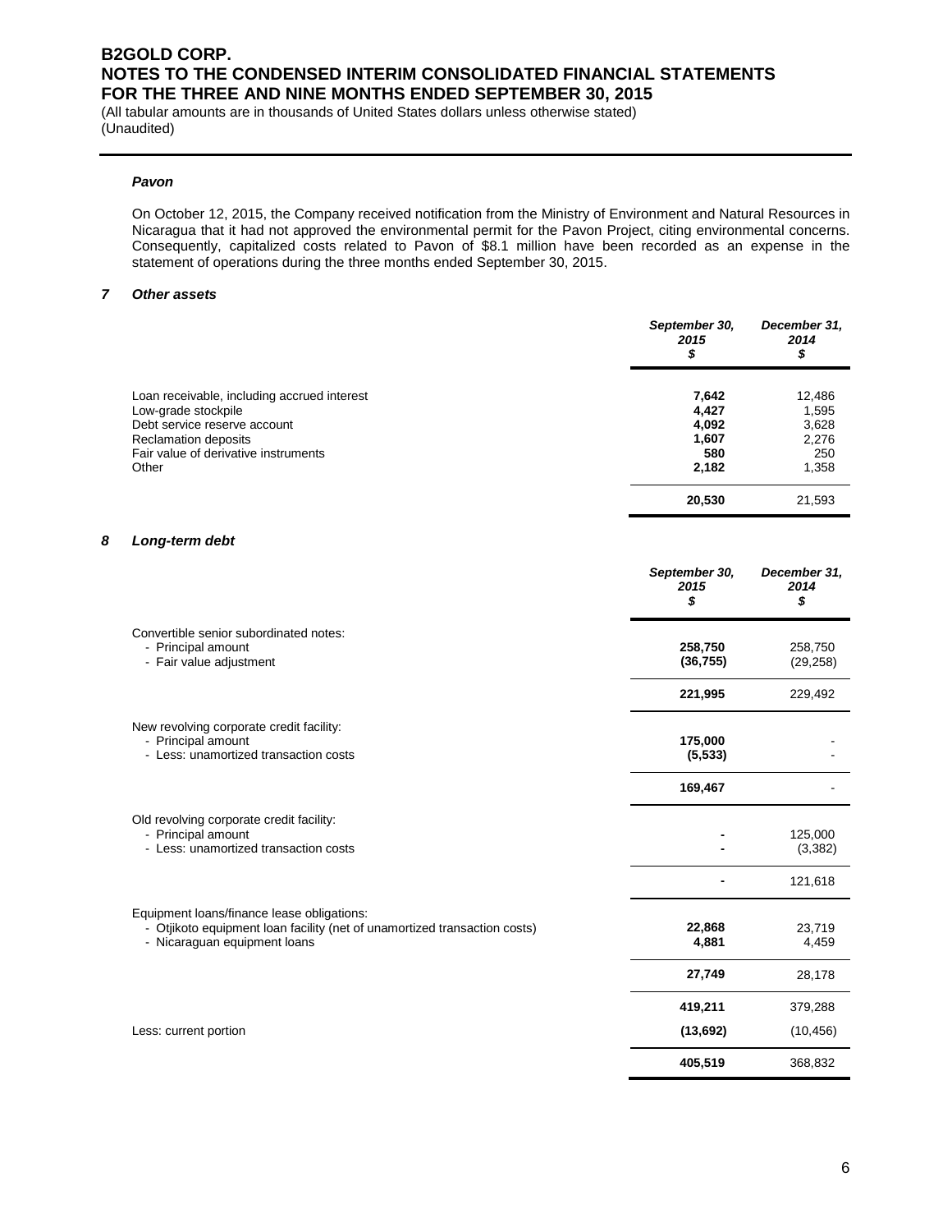### *Pavon*

On October 12, 2015, the Company received notification from the Ministry of Environment and Natural Resources in Nicaragua that it had not approved the environmental permit for the Pavon Project, citing environmental concerns. Consequently, capitalized costs related to Pavon of $8.1 million have been recorded as an expense in the statement of operations during the three months ended September 30, 2015.

## *7 Other assets*

| | *September 30, 2015* *$* | *December 31, 2014* *$* |
|---|---|---|
| Loan receivable, including accrued interest | **7,642** | 12,486 |
| Low-grade stockpile | **4,427** | 1,595 |
| Debt service reserve account | **4,092** | 3,628 |
| Reclamation deposits | **1,607** | 2,276 |
| Fair value of derivative instruments | **580** | 250 |
| Other | **2,182** | 1,358 |
| | **20,530** | 21,593 |

## *8 Long-term debt*

| | *September 30, 2015* *$* | *December 31, 2014* *$* |
|---|---|---|
| Convertible senior subordinated notes: | | |
| - Principal amount | **258,750** | 258,750 |
| - Fair value adjustment | **(36,755)** | (29,258) |
| | **221,995** | 229,492 |
| New revolving corporate credit facility: | | |
| - Principal amount | **175,000** | - |
| - Less: unamortized transaction costs | **(5,533)** | - |
| | **169,467** | - |
| Old revolving corporate credit facility: | | |
| - Principal amount | **-** | 125,000 |
| - Less: unamortized transaction costs | **-** | (3,382) |
| | **-** | 121,618 |
| Equipment loans/finance lease obligations: | | |
| - Otjikoto equipment loan facility (net of unamortized transaction costs) | **22,868** | 23,719 |
| - Nicaraguan equipment loans | **4,881** | 4,459 |
| | **27,749** | 28,178 |
| | **419,211** | 379,288 |
| Less: current portion | **(13,692)** | (10,456) |
| | **405,519** | 368,832 |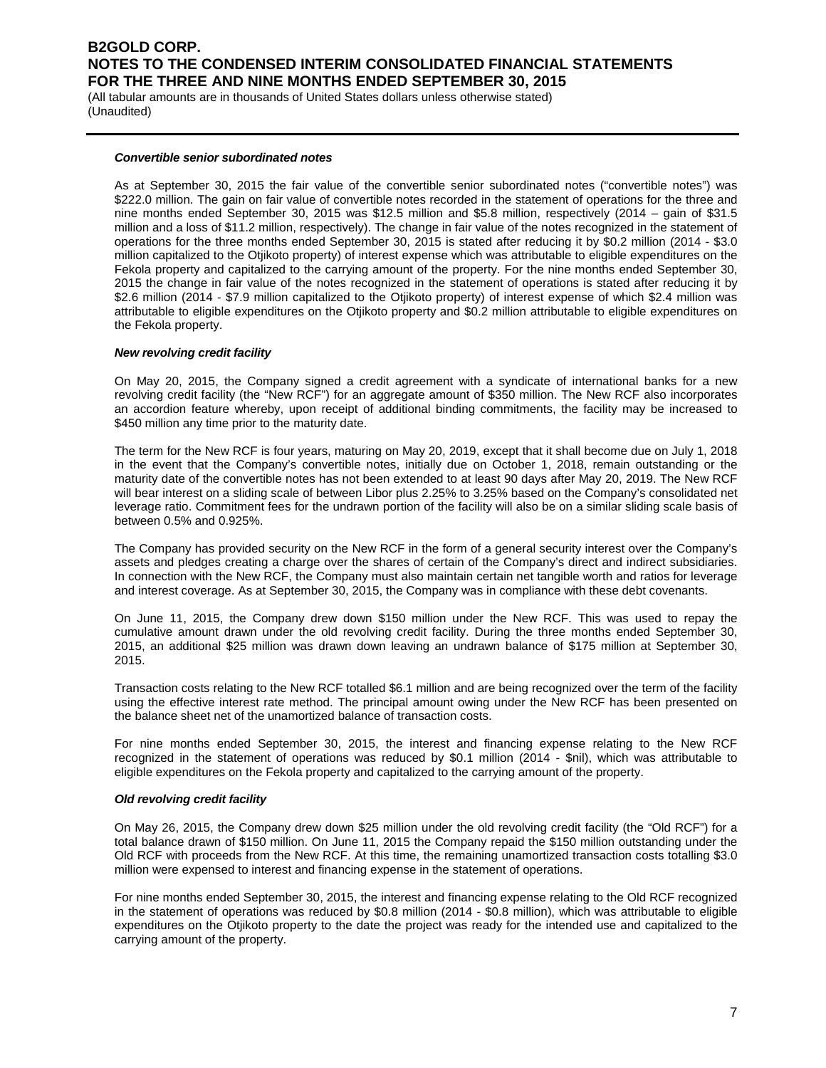#### ***Convertible senior subordinated notes***

As at September 30, 2015 the fair value of the convertible senior subordinated notes ("convertible notes") was \$222.0 million. The gain on fair value of convertible notes recorded in the statement of operations for the three and nine months ended September 30, 2015 was \$12.5 million and \$5.8 million, respectively (2014 – gain of \$31.5 million and a loss of \$11.2 million, respectively). The change in fair value of the notes recognized in the statement of operations for the three months ended September 30, 2015 is stated after reducing it by \$0.2 million (2014 - \$3.0 million capitalized to the Otjikoto property) of interest expense which was attributable to eligible expenditures on the Fekola property and capitalized to the carrying amount of the property. For the nine months ended September 30, 2015 the change in fair value of the notes recognized in the statement of operations is stated after reducing it by \$2.6 million (2014 - \$7.9 million capitalized to the Otjikoto property) of interest expense of which \$2.4 million was attributable to eligible expenditures on the Otjikoto property and \$0.2 million attributable to eligible expenditures on the Fekola property.

#### ***New revolving credit facility***

On May 20, 2015, the Company signed a credit agreement with a syndicate of international banks for a new revolving credit facility (the "New RCF") for an aggregate amount of \$350 million. The New RCF also incorporates an accordion feature whereby, upon receipt of additional binding commitments, the facility may be increased to \$450 million any time prior to the maturity date.

The term for the New RCF is four years, maturing on May 20, 2019, except that it shall become due on July 1, 2018 in the event that the Company's convertible notes, initially due on October 1, 2018, remain outstanding or the maturity date of the convertible notes has not been extended to at least 90 days after May 20, 2019. The New RCF will bear interest on a sliding scale of between Libor plus 2.25% to 3.25% based on the Company's consolidated net leverage ratio. Commitment fees for the undrawn portion of the facility will also be on a similar sliding scale basis of between 0.5% and 0.925%.

The Company has provided security on the New RCF in the form of a general security interest over the Company's assets and pledges creating a charge over the shares of certain of the Company's direct and indirect subsidiaries. In connection with the New RCF, the Company must also maintain certain net tangible worth and ratios for leverage and interest coverage. As at September 30, 2015, the Company was in compliance with these debt covenants.

On June 11, 2015, the Company drew down \$150 million under the New RCF. This was used to repay the cumulative amount drawn under the old revolving credit facility. During the three months ended September 30, 2015, an additional \$25 million was drawn down leaving an undrawn balance of \$175 million at September 30, 2015.

Transaction costs relating to the New RCF totalled \$6.1 million and are being recognized over the term of the facility using the effective interest rate method. The principal amount owing under the New RCF has been presented on the balance sheet net of the unamortized balance of transaction costs.

For nine months ended September 30, 2015, the interest and financing expense relating to the New RCF recognized in the statement of operations was reduced by \$0.1 million (2014 - \$nil), which was attributable to eligible expenditures on the Fekola property and capitalized to the carrying amount of the property.

#### ***Old revolving credit facility***

On May 26, 2015, the Company drew down \$25 million under the old revolving credit facility (the "Old RCF") for a total balance drawn of \$150 million. On June 11, 2015 the Company repaid the \$150 million outstanding under the Old RCF with proceeds from the New RCF. At this time, the remaining unamortized transaction costs totalling \$3.0 million were expensed to interest and financing expense in the statement of operations.

For nine months ended September 30, 2015, the interest and financing expense relating to the Old RCF recognized in the statement of operations was reduced by \$0.8 million (2014 - \$0.8 million), which was attributable to eligible expenditures on the Otjikoto property to the date the project was ready for the intended use and capitalized to the carrying amount of the property.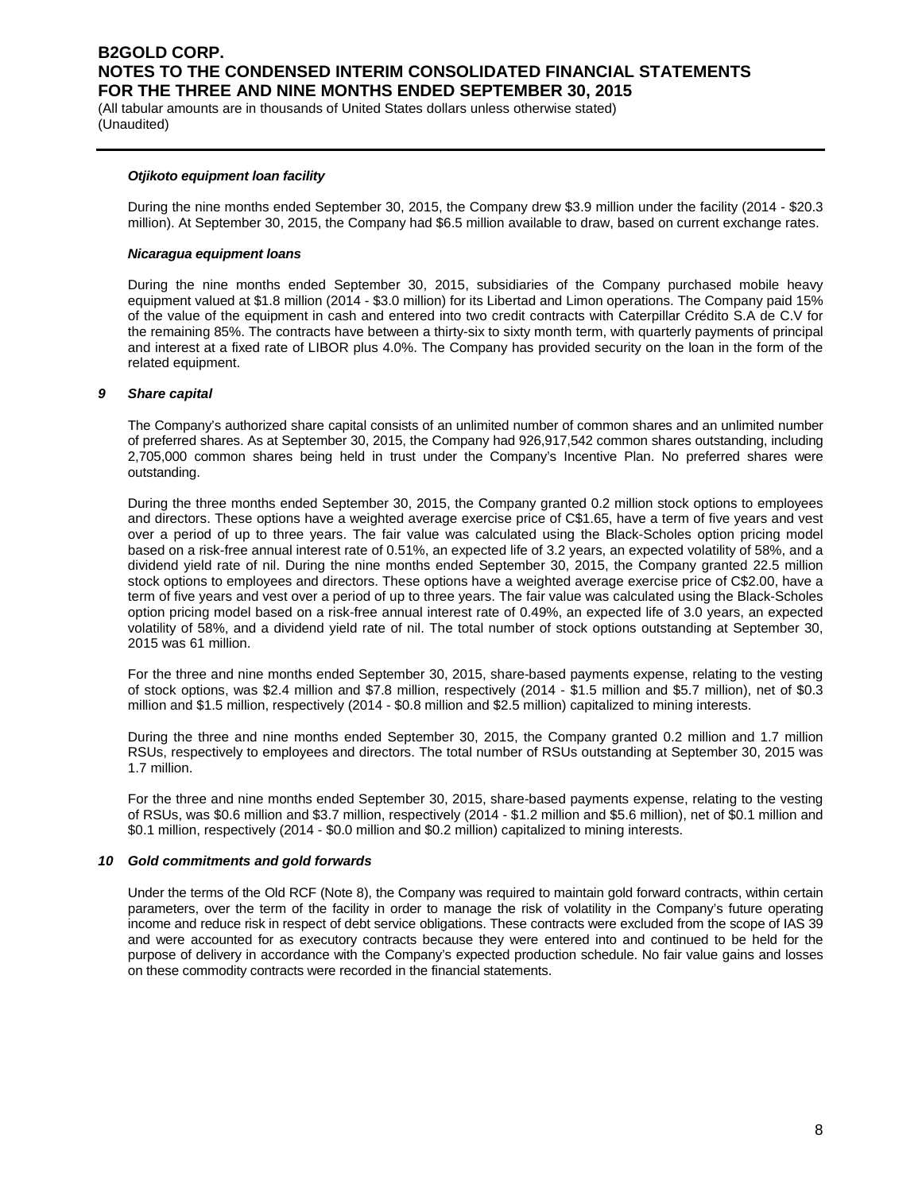***Otjikoto equipment loan facility***

During the nine months ended September 30, 2015, the Company drew $3.9 million under the facility (2014 - $20.3 million). At September 30, 2015, the Company had $6.5 million available to draw, based on current exchange rates.

***Nicaragua equipment loans***

During the nine months ended September 30, 2015, subsidiaries of the Company purchased mobile heavy equipment valued at $1.8 million (2014 - $3.0 million) for its Libertad and Limon operations. The Company paid 15% of the value of the equipment in cash and entered into two credit contracts with Caterpillar Crédito S.A de C.V for the remaining 85%. The contracts have between a thirty-six to sixty month term, with quarterly payments of principal and interest at a fixed rate of LIBOR plus 4.0%. The Company has provided security on the loan in the form of the related equipment.

## *9 Share capital*

The Company's authorized share capital consists of an unlimited number of common shares and an unlimited number of preferred shares. As at September 30, 2015, the Company had 926,917,542 common shares outstanding, including 2,705,000 common shares being held in trust under the Company's Incentive Plan. No preferred shares were outstanding.

During the three months ended September 30, 2015, the Company granted 0.2 million stock options to employees and directors. These options have a weighted average exercise price of C$1.65, have a term of five years and vest over a period of up to three years. The fair value was calculated using the Black-Scholes option pricing model based on a risk-free annual interest rate of 0.51%, an expected life of 3.2 years, an expected volatility of 58%, and a dividend yield rate of nil. During the nine months ended September 30, 2015, the Company granted 22.5 million stock options to employees and directors. These options have a weighted average exercise price of C$2.00, have a term of five years and vest over a period of up to three years. The fair value was calculated using the Black-Scholes option pricing model based on a risk-free annual interest rate of 0.49%, an expected life of 3.0 years, an expected volatility of 58%, and a dividend yield rate of nil. The total number of stock options outstanding at September 30, 2015 was 61 million.

For the three and nine months ended September 30, 2015, share-based payments expense, relating to the vesting of stock options, was $2.4 million and $7.8 million, respectively (2014 - $1.5 million and $5.7 million), net of $0.3 million and $1.5 million, respectively (2014 - $0.8 million and $2.5 million) capitalized to mining interests.

During the three and nine months ended September 30, 2015, the Company granted 0.2 million and 1.7 million RSUs, respectively to employees and directors. The total number of RSUs outstanding at September 30, 2015 was 1.7 million.

For the three and nine months ended September 30, 2015, share-based payments expense, relating to the vesting of RSUs, was $0.6 million and $3.7 million, respectively (2014 - $1.2 million and $5.6 million), net of $0.1 million and $0.1 million, respectively (2014 - $0.0 million and $0.2 million) capitalized to mining interests.

## *10 Gold commitments and gold forwards*

Under the terms of the Old RCF (Note 8), the Company was required to maintain gold forward contracts, within certain parameters, over the term of the facility in order to manage the risk of volatility in the Company's future operating income and reduce risk in respect of debt service obligations. These contracts were excluded from the scope of IAS 39 and were accounted for as executory contracts because they were entered into and continued to be held for the purpose of delivery in accordance with the Company's expected production schedule. No fair value gains and losses on these commodity contracts were recorded in the financial statements.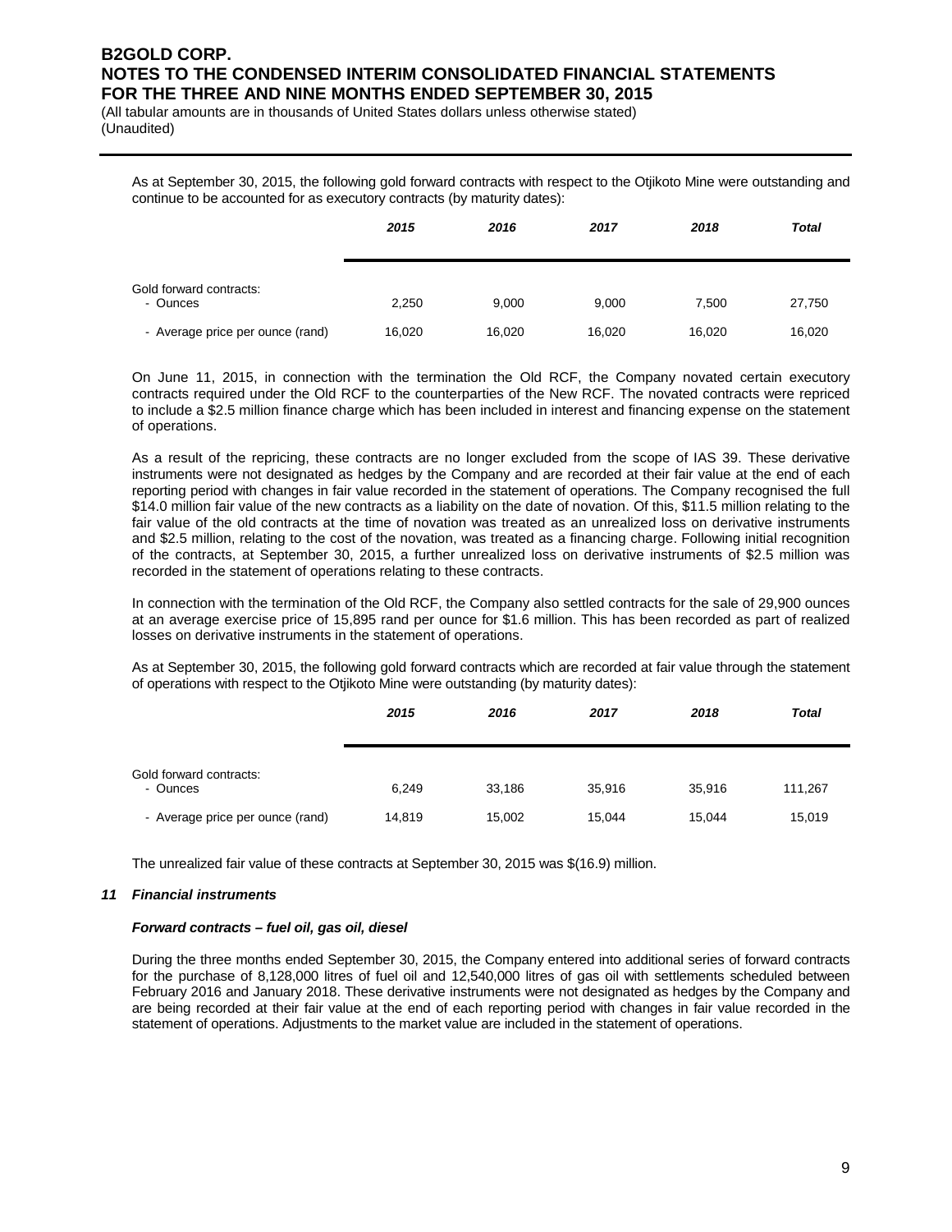As at September 30, 2015, the following gold forward contracts with respect to the Otjikoto Mine were outstanding and continue to be accounted for as executory contracts (by maturity dates):

| | *2015* | *2016* | *2017* | *2018* | *Total* |
|---|---|---|---|---|---|
| Gold forward contracts: | | | | | |
| - Ounces | 2,250 | 9,000 | 9,000 | 7,500 | 27,750 |
| - Average price per ounce (rand) | 16,020 | 16,020 | 16,020 | 16,020 | 16,020 |

On June 11, 2015, in connection with the termination the Old RCF, the Company novated certain executory contracts required under the Old RCF to the counterparties of the New RCF. The novated contracts were repriced to include a $2.5 million finance charge which has been included in interest and financing expense on the statement of operations.

As a result of the repricing, these contracts are no longer excluded from the scope of IAS 39. These derivative instruments were not designated as hedges by the Company and are recorded at their fair value at the end of each reporting period with changes in fair value recorded in the statement of operations. The Company recognised the full $14.0 million fair value of the new contracts as a liability on the date of novation. Of this, $11.5 million relating to the fair value of the old contracts at the time of novation was treated as an unrealized loss on derivative instruments and $2.5 million, relating to the cost of the novation, was treated as a financing charge. Following initial recognition of the contracts, at September 30, 2015, a further unrealized loss on derivative instruments of $2.5 million was recorded in the statement of operations relating to these contracts.

In connection with the termination of the Old RCF, the Company also settled contracts for the sale of 29,900 ounces at an average exercise price of 15,895 rand per ounce for $1.6 million. This has been recorded as part of realized losses on derivative instruments in the statement of operations.

As at September 30, 2015, the following gold forward contracts which are recorded at fair value through the statement of operations with respect to the Otjikoto Mine were outstanding (by maturity dates):

| | *2015* | *2016* | *2017* | *2018* | *Total* |
|---|---|---|---|---|---|
| Gold forward contracts: | | | | | |
| - Ounces | 6,249 | 33,186 | 35,916 | 35,916 | 111,267 |
| - Average price per ounce (rand) | 14,819 | 15,002 | 15,044 | 15,044 | 15,019 |

The unrealized fair value of these contracts at September 30, 2015 was $(16.9) million.

### *11 Financial instruments*

#### *Forward contracts – fuel oil, gas oil, diesel*

During the three months ended September 30, 2015, the Company entered into additional series of forward contracts for the purchase of 8,128,000 litres of fuel oil and 12,540,000 litres of gas oil with settlements scheduled between February 2016 and January 2018. These derivative instruments were not designated as hedges by the Company and are being recorded at their fair value at the end of each reporting period with changes in fair value recorded in the statement of operations. Adjustments to the market value are included in the statement of operations.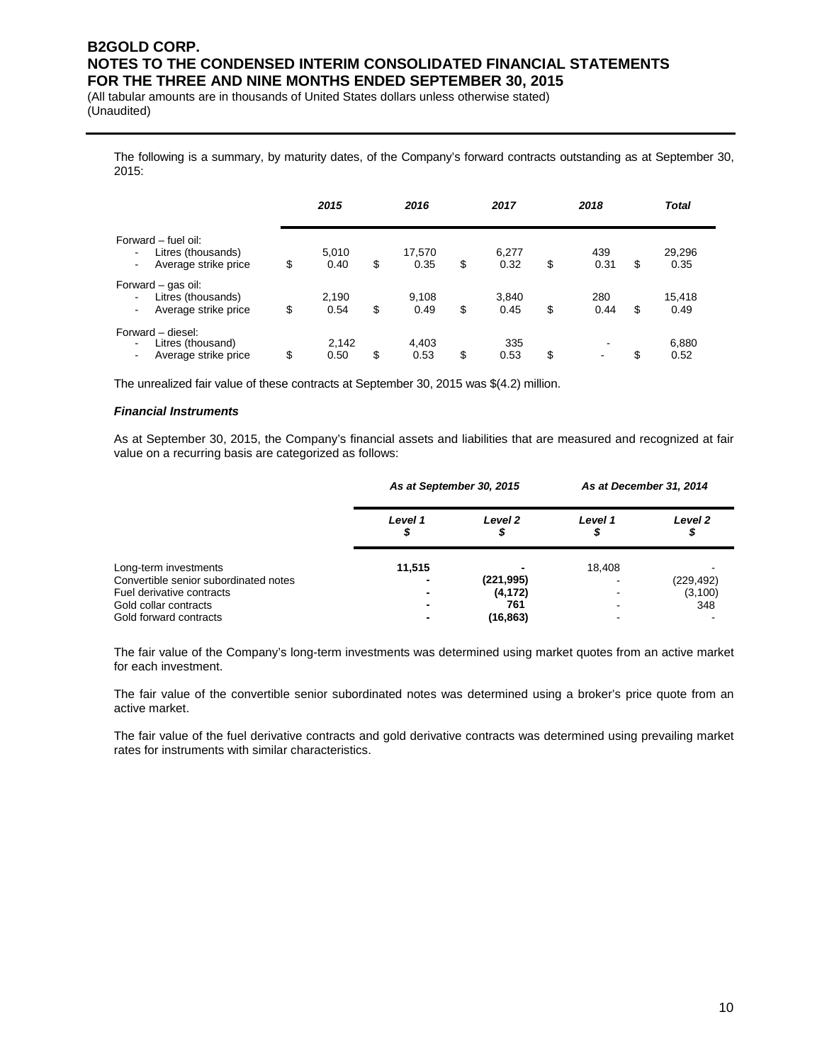The following is a summary, by maturity dates, of the Company's forward contracts outstanding as at September 30, 2015:

| | 2015 | 2016 | 2017 | 2018 | Total |
|---|---|---|---|---|---|
| Forward – fuel oil: | | | | | |
| - Litres (thousands) | 5,010 | 17,570 | 6,277 | 439 | 29,296 |
| - Average strike price | $ 0.40 | $ 0.35 | $ 0.32 | $ 0.31 | $ 0.35 |
| Forward – gas oil: | | | | | |
| - Litres (thousands) | 2,190 | 9,108 | 3,840 | 280 | 15,418 |
| - Average strike price | $ 0.54 | $ 0.49 | $ 0.45 | $ 0.44 | $ 0.49 |
| Forward – diesel: | | | | | |
| - Litres (thousand) | 2,142 | 4,403 | 335 | - | 6,880 |
| - Average strike price | $ 0.50 | $ 0.53 | $ 0.53 | $ - | $ 0.52 |

The unrealized fair value of these contracts at September 30, 2015 was $(4.2) million.

***Financial Instruments***

As at September 30, 2015, the Company's financial assets and liabilities that are measured and recognized at fair value on a recurring basis are categorized as follows:

| | As at September 30, 2015 | | As at December 31, 2014 | |
|---|---|---|---|---|
| | Level 1 $ | Level 2 $ | Level 1 $ | Level 2 $ |
| Long-term investments | **11,515** | **-** | 18,408 | - |
| Convertible senior subordinated notes | **-** | **(221,995)** | - | (229,492) |
| Fuel derivative contracts | **-** | **(4,172)** | - | (3,100) |
| Gold collar contracts | **-** | **761** | - | 348 |
| Gold forward contracts | **-** | **(16,863)** | - | - |

The fair value of the Company's long-term investments was determined using market quotes from an active market for each investment.

The fair value of the convertible senior subordinated notes was determined using a broker's price quote from an active market.

The fair value of the fuel derivative contracts and gold derivative contracts was determined using prevailing market rates for instruments with similar characteristics.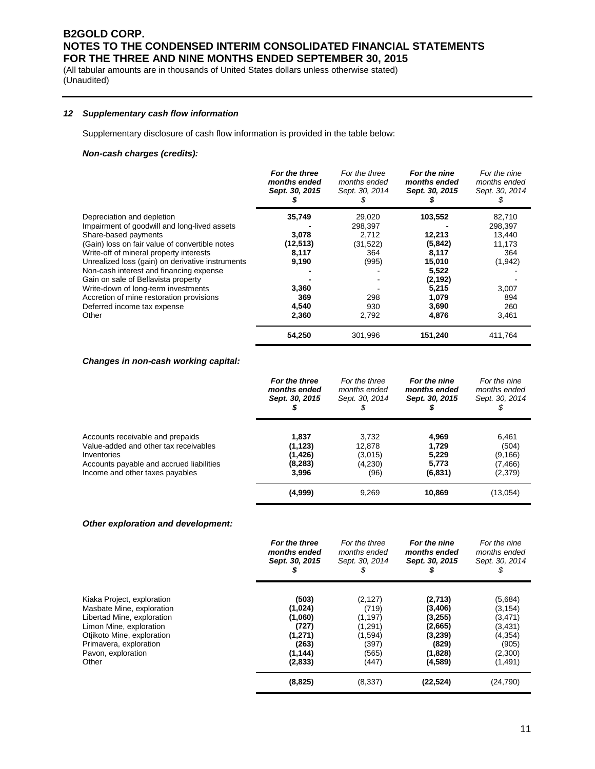## 12 Supplementary cash flow information

Supplementary disclosure of cash flow information is provided in the table below:

### *Non-cash charges (credits):*

| | **For the three months ended Sept. 30, 2015 $** | For the three months ended Sept. 30, 2014 $ | **For the nine months ended Sept. 30, 2015 $** | For the nine months ended Sept. 30, 2014 $ |
|---|---|---|---|---|
| Depreciation and depletion | **35,749** | 29,020 | **103,552** | 82,710 |
| Impairment of goodwill and long-lived assets | **-** | 298,397 | **-** | 298,397 |
| Share-based payments | **3,078** | 2,712 | **12,213** | 13,440 |
| (Gain) loss on fair value of convertible notes | **(12,513)** | (31,522) | **(5,842)** | 11,173 |
| Write-off of mineral property interests | **8,117** | 364 | **8,117** | 364 |
| Unrealized loss (gain) on derivative instruments | **9,190** | (995) | **15,010** | (1,942) |
| Non-cash interest and financing expense | **-** | - | **5,522** | - |
| Gain on sale of Bellavista property | **-** | - | **(2,192)** | - |
| Write-down of long-term investments | **3,360** | - | **5,215** | 3,007 |
| Accretion of mine restoration provisions | **369** | 298 | **1,079** | 894 |
| Deferred income tax expense | **4,540** | 930 | **3,690** | 260 |
| Other | **2,360** | 2,792 | **4,876** | 3,461 |
| | **54,250** | 301,996 | **151,240** | 411,764 |

### *Changes in non-cash working capital:*

| | **For the three months ended Sept. 30, 2015 $** | For the three months ended Sept. 30, 2014 $ | **For the nine months ended Sept. 30, 2015 $** | For the nine months ended Sept. 30, 2014 $ |
|---|---|---|---|---|
| Accounts receivable and prepaids | **1,837** | 3,732 | **4,969** | 6,461 |
| Value-added and other tax receivables | **(1,123)** | 12,878 | **1,729** | (504) |
| Inventories | **(1,426)** | (3,015) | **5,229** | (9,166) |
| Accounts payable and accrued liabilities | **(8,283)** | (4,230) | **5,773** | (7,466) |
| Income and other taxes payables | **3,996** | (96) | **(6,831)** | (2,379) |
| | **(4,999)** | 9,269 | **10,869** | (13,054) |

### *Other exploration and development:*

| | **For the three months ended Sept. 30, 2015 $** | For the three months ended Sept. 30, 2014 $ | **For the nine months ended Sept. 30, 2015 $** | For the nine months ended Sept. 30, 2014 $ |
|---|---|---|---|---|
| Kiaka Project, exploration | **(503)** | (2,127) | **(2,713)** | (5,684) |
| Masbate Mine, exploration | **(1,024)** | (719) | **(3,406)** | (3,154) |
| Libertad Mine, exploration | **(1,060)** | (1,197) | **(3,255)** | (3,471) |
| Limon Mine, exploration | **(727)** | (1,291) | **(2,665)** | (3,431) |
| Otjikoto Mine, exploration | **(1,271)** | (1,594) | **(3,239)** | (4,354) |
| Primavera, exploration | **(263)** | (397) | **(829)** | (905) |
| Pavon, exploration | **(1,144)** | (565) | **(1,828)** | (2,300) |
| Other | **(2,833)** | (447) | **(4,589)** | (1,491) |
| | **(8,825)** | (8,337) | **(22,524)** | (24,790) |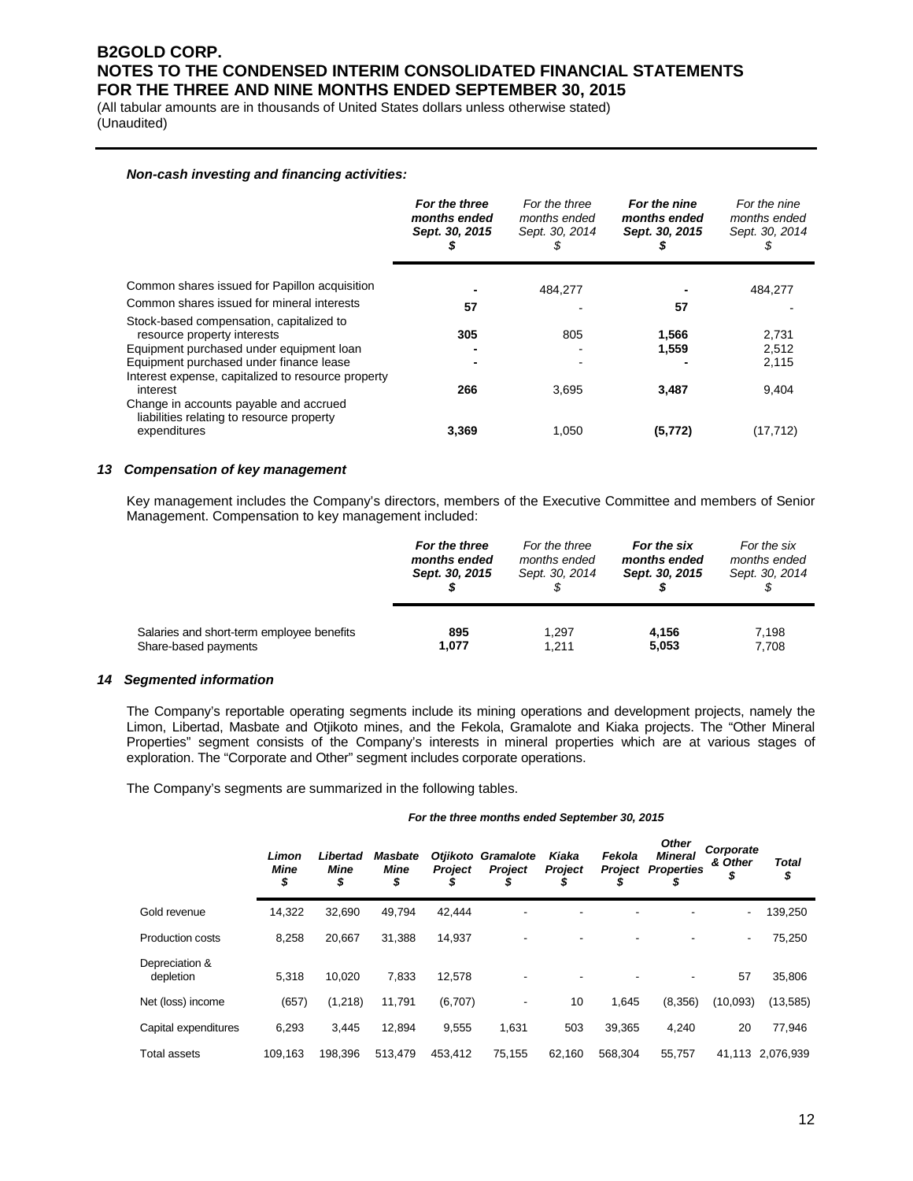***Non-cash investing and financing activities:***

| | ***For the three months ended Sept. 30, 2015 $*** | *For the three months ended Sept. 30, 2014 $* | ***For the nine months ended Sept. 30, 2015 $*** | *For the nine months ended Sept. 30, 2014 $* |
|---|---|---|---|---|
| Common shares issued for Papillon acquisition | **-** | 484,277 | **-** | 484,277 |
| Common shares issued for mineral interests | **57** | - | **57** | - |
| Stock-based compensation, capitalized to resource property interests | **305** | 805 | **1,566** | 2,731 |
| Equipment purchased under equipment loan | **-** | - | **1,559** | 2,512 |
| Equipment purchased under finance lease | **-** | - | **-** | 2,115 |
| Interest expense, capitalized to resource property interest | **266** | 3,695 | **3,487** | 9,404 |
| Change in accounts payable and accrued liabilities relating to resource property expenditures | **3,369** | 1,050 | **(5,772)** | (17,712) |

## *13 Compensation of key management*

Key management includes the Company's directors, members of the Executive Committee and members of Senior Management. Compensation to key management included:

| | ***For the three months ended Sept. 30, 2015 $*** | *For the three months ended Sept. 30, 2014 $* | ***For the six months ended Sept. 30, 2015 $*** | *For the six months ended Sept. 30, 2014 $* |
|---|---|---|---|---|
| Salaries and short-term employee benefits | **895** | 1,297 | **4,156** | 7,198 |
| Share-based payments | **1,077** | 1,211 | **5,053** | 7,708 |

## *14 Segmented information*

The Company's reportable operating segments include its mining operations and development projects, namely the Limon, Libertad, Masbate and Otjikoto mines, and the Fekola, Gramalote and Kiaka projects. The "Other Mineral Properties" segment consists of the Company's interests in mineral properties which are at various stages of exploration. The "Corporate and Other" segment includes corporate operations.

The Company's segments are summarized in the following tables.

***For the three months ended September 30, 2015***

| | *Limon Mine $* | *Libertad Mine $* | *Masbate Mine $* | *Otjikoto Project $* | *Gramalote Project $* | *Kiaka Project $* | *Fekola Project $* | *Other Mineral Properties $* | *Corporate & Other $* | *Total $* |
|---|---|---|---|---|---|---|---|---|---|---|
| Gold revenue | 14,322 | 32,690 | 49,794 | 42,444 | - | - | - | - | - | 139,250 |
| Production costs | 8,258 | 20,667 | 31,388 | 14,937 | - | - | - | - | - | 75,250 |
| Depreciation & depletion | 5,318 | 10,020 | 7,833 | 12,578 | - | - | - | - | 57 | 35,806 |
| Net (loss) income | (657) | (1,218) | 11,791 | (6,707) | - | 10 | 1,645 | (8,356) | (10,093) | (13,585) |
| Capital expenditures | 6,293 | 3,445 | 12,894 | 9,555 | 1,631 | 503 | 39,365 | 4,240 | 20 | 77,946 |
| Total assets | 109,163 | 198,396 | 513,479 | 453,412 | 75,155 | 62,160 | 568,304 | 55,757 | 41,113 | 2,076,939 |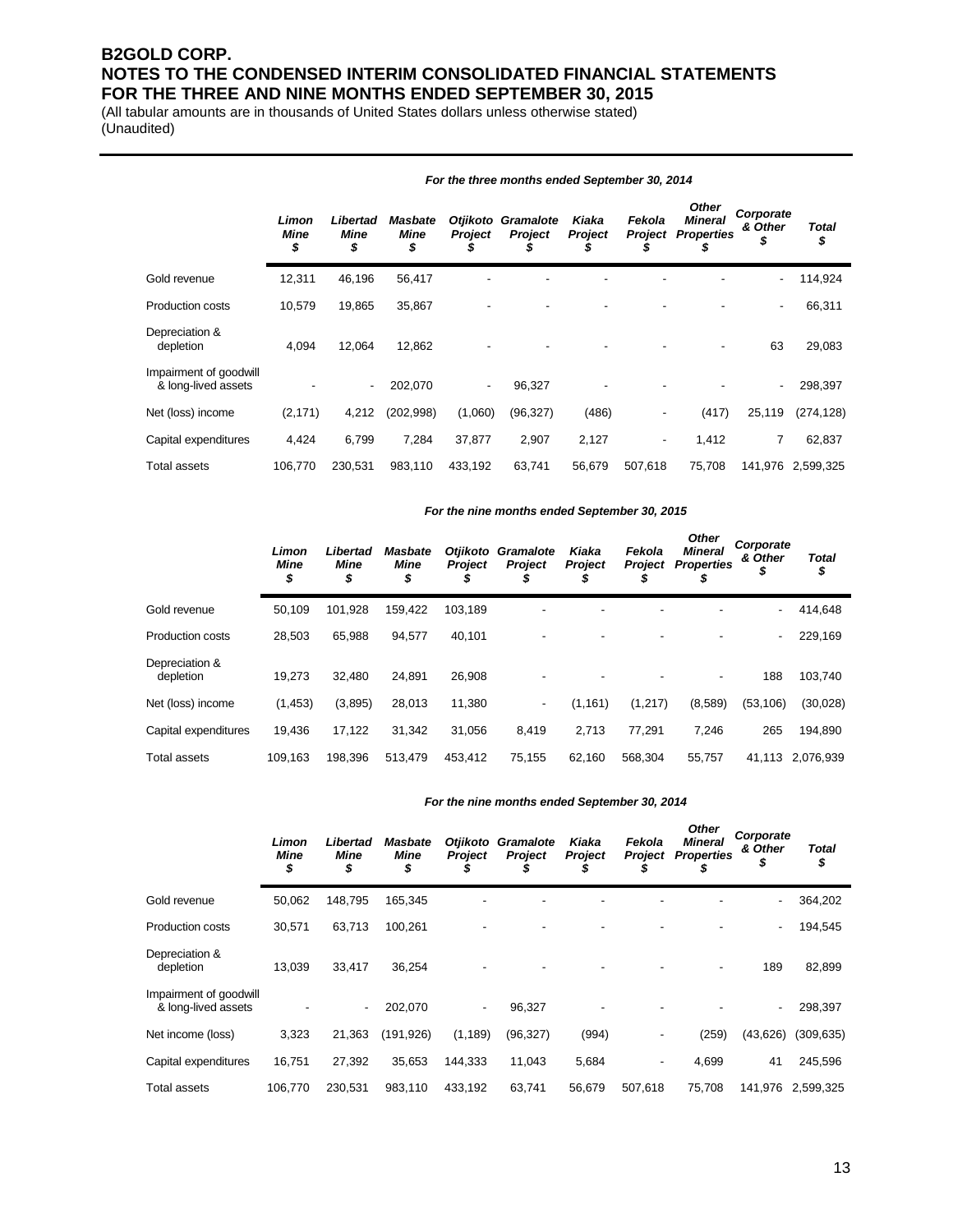# B2GOLD CORP.
# NOTES TO THE CONDENSED INTERIM CONSOLIDATED FINANCIAL STATEMENTS
# FOR THE THREE AND NINE MONTHS ENDED SEPTEMBER 30, 2015

(All tabular amounts are in thousands of United States dollars unless otherwise stated)
(Unaudited)

***For the three months ended September 30, 2014***

| | *Limon Mine $* | *Libertad Mine $* | *Masbate Mine $* | *Otjikoto Project $* | *Gramalote Project $* | *Kiaka Project $* | *Fekola Project $* | *Other Mineral Properties $* | *Corporate & Other $* | *Total $* |
|---|---|---|---|---|---|---|---|---|---|---|
| Gold revenue | 12,311 | 46,196 | 56,417 | - | - | - | - | - | - | 114,924 |
| Production costs | 10,579 | 19,865 | 35,867 | - | - | - | - | - | - | 66,311 |
| Depreciation & depletion | 4,094 | 12,064 | 12,862 | - | - | - | - | - | 63 | 29,083 |
| Impairment of goodwill & long-lived assets | - | - | 202,070 | - | 96,327 | - | - | - | - | 298,397 |
| Net (loss) income | (2,171) | 4,212 | (202,998) | (1,060) | (96,327) | (486) | - | (417) | 25,119 | (274,128) |
| Capital expenditures | 4,424 | 6,799 | 7,284 | 37,877 | 2,907 | 2,127 | - | 1,412 | 7 | 62,837 |
| Total assets | 106,770 | 230,531 | 983,110 | 433,192 | 63,741 | 56,679 | 507,618 | 75,708 | 141,976 | 2,599,325 |

***For the nine months ended September 30, 2015***

| | *Limon Mine $* | *Libertad Mine $* | *Masbate Mine $* | *Otjikoto Project $* | *Gramalote Project $* | *Kiaka Project $* | *Fekola Project $* | *Other Mineral Properties $* | *Corporate & Other $* | *Total $* |
|---|---|---|---|---|---|---|---|---|---|---|
| Gold revenue | 50,109 | 101,928 | 159,422 | 103,189 | - | - | - | - | - | 414,648 |
| Production costs | 28,503 | 65,988 | 94,577 | 40,101 | - | - | - | - | - | 229,169 |
| Depreciation & depletion | 19,273 | 32,480 | 24,891 | 26,908 | - | - | - | - | 188 | 103,740 |
| Net (loss) income | (1,453) | (3,895) | 28,013 | 11,380 | - | (1,161) | (1,217) | (8,589) | (53,106) | (30,028) |
| Capital expenditures | 19,436 | 17,122 | 31,342 | 31,056 | 8,419 | 2,713 | 77,291 | 7,246 | 265 | 194,890 |
| Total assets | 109,163 | 198,396 | 513,479 | 453,412 | 75,155 | 62,160 | 568,304 | 55,757 | 41,113 | 2,076,939 |

***For the nine months ended September 30, 2014***

| | *Limon Mine $* | *Libertad Mine $* | *Masbate Mine $* | *Otjikoto Project $* | *Gramalote Project $* | *Kiaka Project $* | *Fekola Project $* | *Other Mineral Properties $* | *Corporate & Other $* | *Total $* |
|---|---|---|---|---|---|---|---|---|---|---|
| Gold revenue | 50,062 | 148,795 | 165,345 | - | - | - | - | - | - | 364,202 |
| Production costs | 30,571 | 63,713 | 100,261 | - | - | - | - | - | - | 194,545 |
| Depreciation & depletion | 13,039 | 33,417 | 36,254 | - | - | - | - | - | 189 | 82,899 |
| Impairment of goodwill & long-lived assets | - | - | 202,070 | - | 96,327 | - | - | - | - | 298,397 |
| Net income (loss) | 3,323 | 21,363 | (191,926) | (1,189) | (96,327) | (994) | - | (259) | (43,626) | (309,635) |
| Capital expenditures | 16,751 | 27,392 | 35,653 | 144,333 | 11,043 | 5,684 | - | 4,699 | 41 | 245,596 |
| Total assets | 106,770 | 230,531 | 983,110 | 433,192 | 63,741 | 56,679 | 507,618 | 75,708 | 141,976 | 2,599,325 |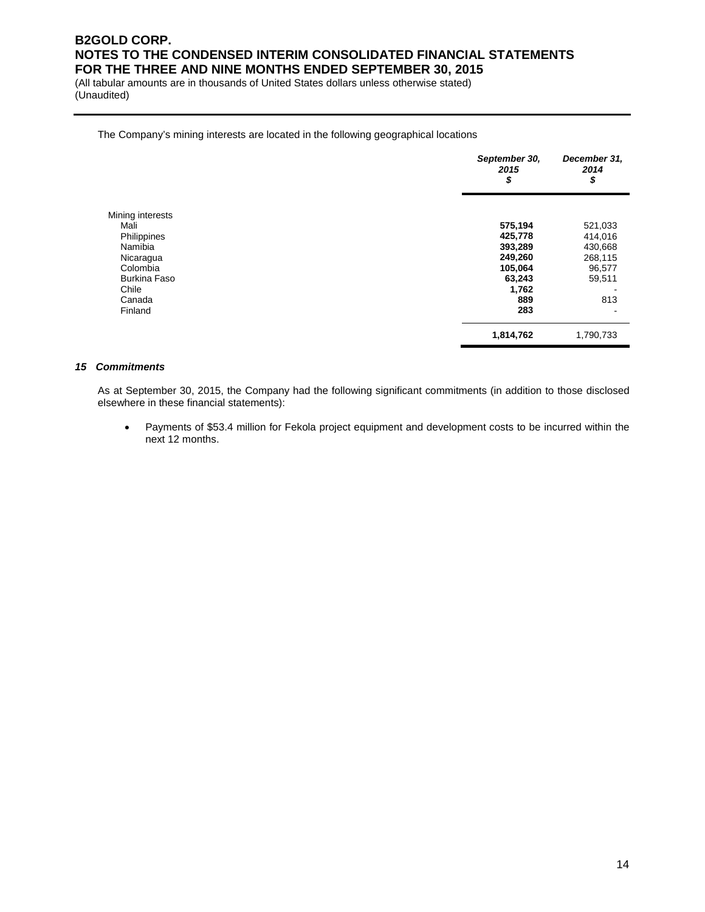The Company's mining interests are located in the following geographical locations

| | September 30, 2015 $ | December 31, 2014 $ |
|---|---|---|
| Mining interests | | |
| Mali | **575,194** | 521,033 |
| Philippines | **425,778** | 414,016 |
| Namibia | **393,289** | 430,668 |
| Nicaragua | **249,260** | 268,115 |
| Colombia | **105,064** | 96,577 |
| Burkina Faso | **63,243** | 59,511 |
| Chile | **1,762** | - |
| Canada | **889** | 813 |
| Finland | **283** | - |
| | **1,814,762** | 1,790,733 |

### *15 Commitments*

As at September 30, 2015, the Company had the following significant commitments (in addition to those disclosed elsewhere in these financial statements):

- Payments of $53.4 million for Fekola project equipment and development costs to be incurred within the next 12 months.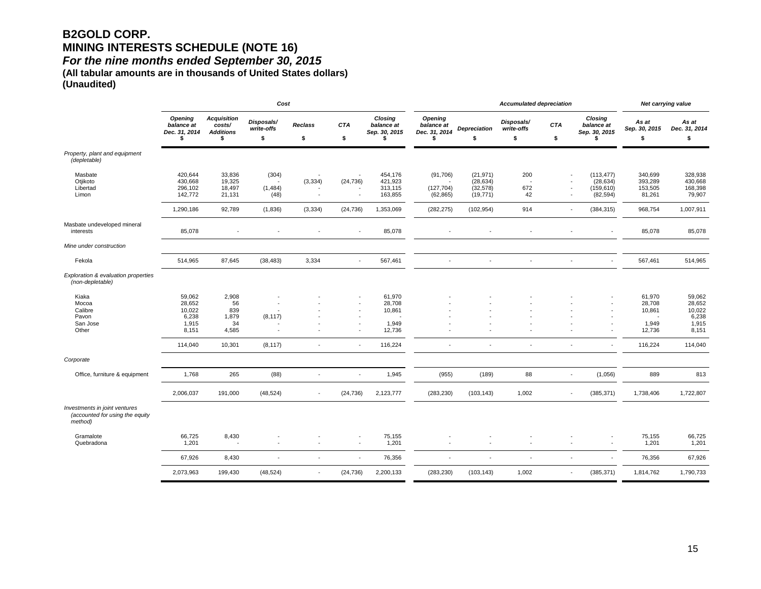# B2GOLD CORP.
# MINING INTERESTS SCHEDULE (NOTE 16)
## *For the nine months ended September 30, 2015*
**(All tabular amounts are in thousands of United States dollars)**
**(Unaudited)**

| | Cost | | | | | | Accumulated depreciation | | | | | Net carrying value | |
|---|---|---|---|---|---|---|---|---|---|---|---|---|---|
| | *Opening balance at Dec. 31, 2014* $ | *Acquisition costs/ Additions* $ | *Disposals/ write-offs* $ | *Reclass* $ | *CTA* $ | *Closing balance at Sep. 30, 2015* $ | *Opening balance at Dec. 31, 2014* $ | *Depreciation* $ | *Disposals/ write-offs* $ | *CTA* $ | *Closing balance at Sep. 30, 2015* $ | *As at Sep. 30, 2015* $ | *As at Dec. 31, 2014* $ |
| *Property, plant and equipment (depletable)* | | | | | | | | | | | | | |
| Masbate | 420,644 | 33,836 | (304) | - | - | 454,176 | (91,706) | (21,971) | 200 | - | (113,477) | 340,699 | 328,938 |
| Otjikoto | 430,668 | 19,325 | - | (3,334) | (24,736) | 421,923 | - | (28,634) | - | - | (28,634) | 393,289 | 430,668 |
| Libertad | 296,102 | 18,497 | (1,484) | - | - | 313,115 | (127,704) | (32,578) | 672 | - | (159,610) | 153,505 | 168,398 |
| Limon | 142,772 | 21,131 | (48) | - | - | 163,855 | (62,865) | (19,771) | 42 | - | (82,594) | 81,261 | 79,907 |
| | 1,290,186 | 92,789 | (1,836) | (3,334) | (24,736) | 1,353,069 | (282,275) | (102,954) | 914 | - | (384,315) | 968,754 | 1,007,911 |
| Masbate undeveloped mineral interests | 85,078 | - | - | - | - | 85,078 | - | - | - | - | - | 85,078 | 85,078 |
| *Mine under construction* | | | | | | | | | | | | | |
| Fekola | 514,965 | 87,645 | (38,483) | 3,334 | - | 567,461 | - | - | - | - | - | 567,461 | 514,965 |
| *Exploration & evaluation properties (non-depletable)* | | | | | | | | | | | | | |
| Kiaka | 59,062 | 2,908 | - | - | - | 61,970 | - | - | - | - | - | 61,970 | 59,062 |
| Mocoa | 28,652 | 56 | - | - | - | 28,708 | - | - | - | - | - | 28,708 | 28,652 |
| Calibre | 10,022 | 839 | - | - | - | 10,861 | - | - | - | - | - | 10,861 | 10,022 |
| Pavon | 6,238 | 1,879 | (8,117) | - | - | - | - | - | - | - | - | - | 6,238 |
| San Jose | 1,915 | 34 | - | - | - | 1,949 | - | - | - | - | - | 1,949 | 1,915 |
| Other | 8,151 | 4,585 | - | - | - | 12,736 | - | - | - | - | - | 12,736 | 8,151 |
| | 114,040 | 10,301 | (8,117) | - | - | 116,224 | - | - | - | - | - | 116,224 | 114,040 |
| *Corporate* | | | | | | | | | | | | | |
| Office, furniture & equipment | 1,768 | 265 | (88) | - | - | 1,945 | (955) | (189) | 88 | - | (1,056) | 889 | 813 |
| | 2,006,037 | 191,000 | (48,524) | - | (24,736) | 2,123,777 | (283,230) | (103,143) | 1,002 | - | (385,371) | 1,738,406 | 1,722,807 |
| *Investments in joint ventures (accounted for using the equity method)* | | | | | | | | | | | | | |
| Gramalote | 66,725 | 8,430 | - | - | - | 75,155 | - | - | - | - | - | 75,155 | 66,725 |
| Quebradona | 1,201 | - | - | - | - | 1,201 | - | - | - | - | - | 1,201 | 1,201 |
| | 67,926 | 8,430 | - | - | - | 76,356 | - | - | - | - | - | 76,356 | 67,926 |
| | 2,073,963 | 199,430 | (48,524) | - | (24,736) | 2,200,133 | (283,230) | (103,143) | 1,002 | - | (385,371) | 1,814,762 | 1,790,733 |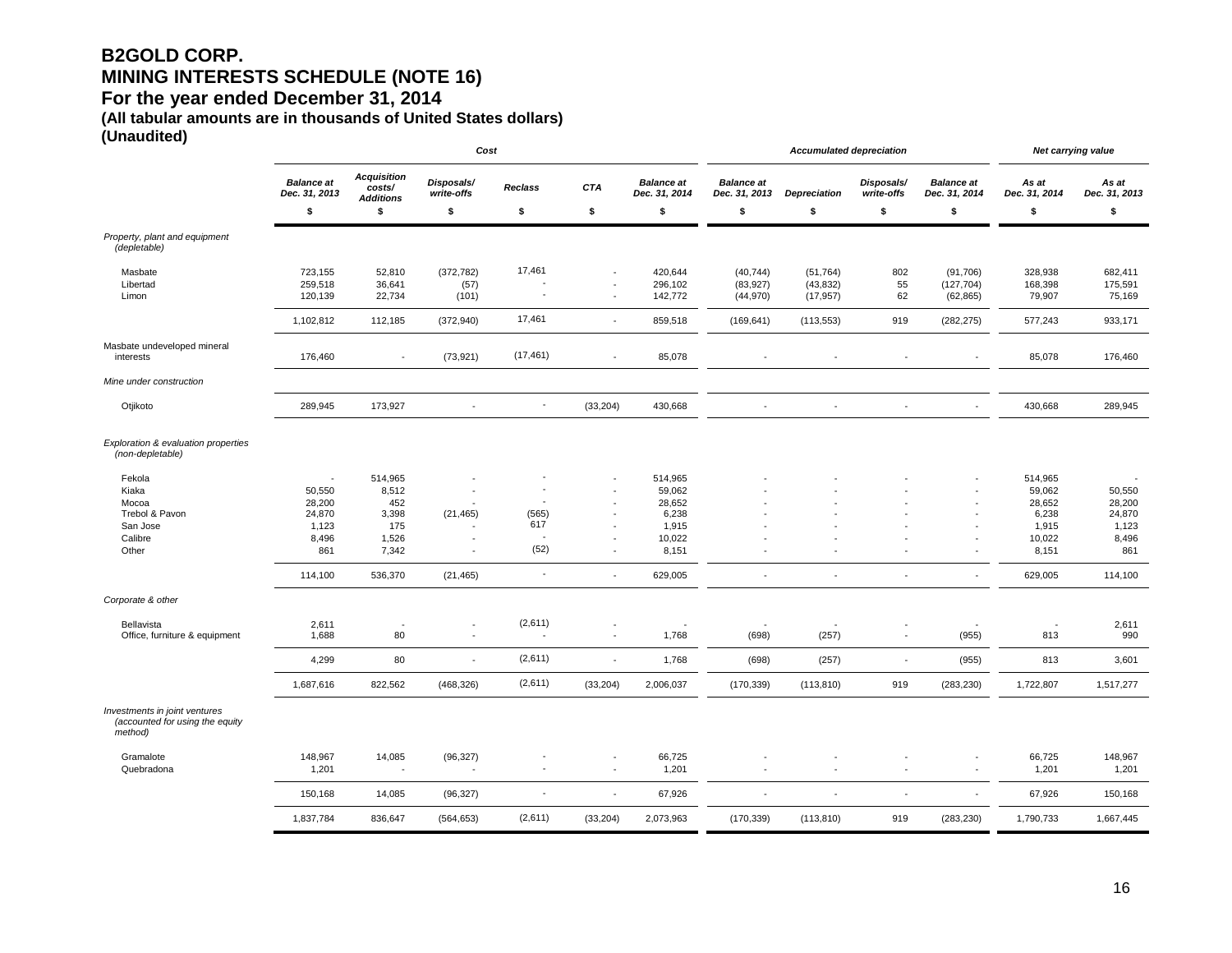# B2GOLD CORP.
# MINING INTERESTS SCHEDULE (NOTE 16)
# For the year ended December 31, 2014
### (All tabular amounts are in thousands of United States dollars)
### (Unaudited)

| | Cost | | | | | | Accumulated depreciation | | | | Net carrying value | |
|---|---|---|---|---|---|---|---|---|---|---|---|---|
| | *Balance at Dec. 31, 2013* | *Acquisition costs/ Additions* | *Disposals/ write-offs* | *Reclass* | *CTA* | *Balance at Dec. 31, 2014* | *Balance at Dec. 31, 2013* | *Depreciation* | *Disposals/ write-offs* | *Balance at Dec. 31, 2014* | *As at Dec. 31, 2014* | *As at Dec. 31, 2013* |
| | $ | $ | $ | $ | $ | $ | $ | $ | $ | $ | $ | $ |
| *Property, plant and equipment (depletable)* | | | | | | | | | | | | |
| Masbate | 723,155 | 52,810 | (372,782) | 17,461 | - | 420,644 | (40,744) | (51,764) | 802 | (91,706) | 328,938 | 682,411 |
| Libertad | 259,518 | 36,641 | (57) | - | - | 296,102 | (83,927) | (43,832) | 55 | (127,704) | 168,398 | 175,591 |
| Limon | 120,139 | 22,734 | (101) | - | - | 142,772 | (44,970) | (17,957) | 62 | (62,865) | 79,907 | 75,169 |
| | 1,102,812 | 112,185 | (372,940) | 17,461 | - | 859,518 | (169,641) | (113,553) | 919 | (282,275) | 577,243 | 933,171 |
| Masbate undeveloped mineral interests | 176,460 | - | (73,921) | (17,461) | - | 85,078 | - | - | - | - | 85,078 | 176,460 |
| *Mine under construction* | | | | | | | | | | | | |
| Otjikoto | 289,945 | 173,927 | - | - | (33,204) | 430,668 | - | - | - | - | 430,668 | 289,945 |
| *Exploration & evaluation properties (non-depletable)* | | | | | | | | | | | | |
| Fekola | - | 514,965 | - | - | - | 514,965 | - | - | - | - | 514,965 | - |
| Kiaka | 50,550 | 8,512 | - | - | - | 59,062 | - | - | - | - | 59,062 | 50,550 |
| Mocoa | 28,200 | 452 | - | - | - | 28,652 | - | - | - | - | 28,652 | 28,200 |
| Trebol & Pavon | 24,870 | 3,398 | (21,465) | (565) | - | 6,238 | - | - | - | - | 6,238 | 24,870 |
| San Jose | 1,123 | 175 | - | 617 | - | 1,915 | - | - | - | - | 1,915 | 1,123 |
| Calibre | 8,496 | 1,526 | - | - | - | 10,022 | - | - | - | - | 10,022 | 8,496 |
| Other | 861 | 7,342 | - | (52) | - | 8,151 | - | - | - | - | 8,151 | 861 |
| | 114,100 | 536,370 | (21,465) | - | - | 629,005 | - | - | - | - | 629,005 | 114,100 |
| *Corporate & other* | | | | | | | | | | | | |
| Bellavista | 2,611 | - | - | (2,611) | - | - | - | - | - | - | - | 2,611 |
| Office, furniture & equipment | 1,688 | 80 | - | - | - | 1,768 | (698) | (257) | - | (955) | 813 | 990 |
| | 4,299 | 80 | - | (2,611) | - | 1,768 | (698) | (257) | - | (955) | 813 | 3,601 |
| | 1,687,616 | 822,562 | (468,326) | (2,611) | (33,204) | 2,006,037 | (170,339) | (113,810) | 919 | (283,230) | 1,722,807 | 1,517,277 |
| *Investments in joint ventures (accounted for using the equity method)* | | | | | | | | | | | | |
| Gramalote | 148,967 | 14,085 | (96,327) | - | - | 66,725 | - | - | - | - | 66,725 | 148,967 |
| Quebradona | 1,201 | - | - | - | - | 1,201 | - | - | - | - | 1,201 | 1,201 |
| | 150,168 | 14,085 | (96,327) | - | - | 67,926 | - | - | - | - | 67,926 | 150,168 |
| | 1,837,784 | 836,647 | (564,653) | (2,611) | (33,204) | 2,073,963 | (170,339) | (113,810) | 919 | (283,230) | 1,790,733 | 1,667,445 |